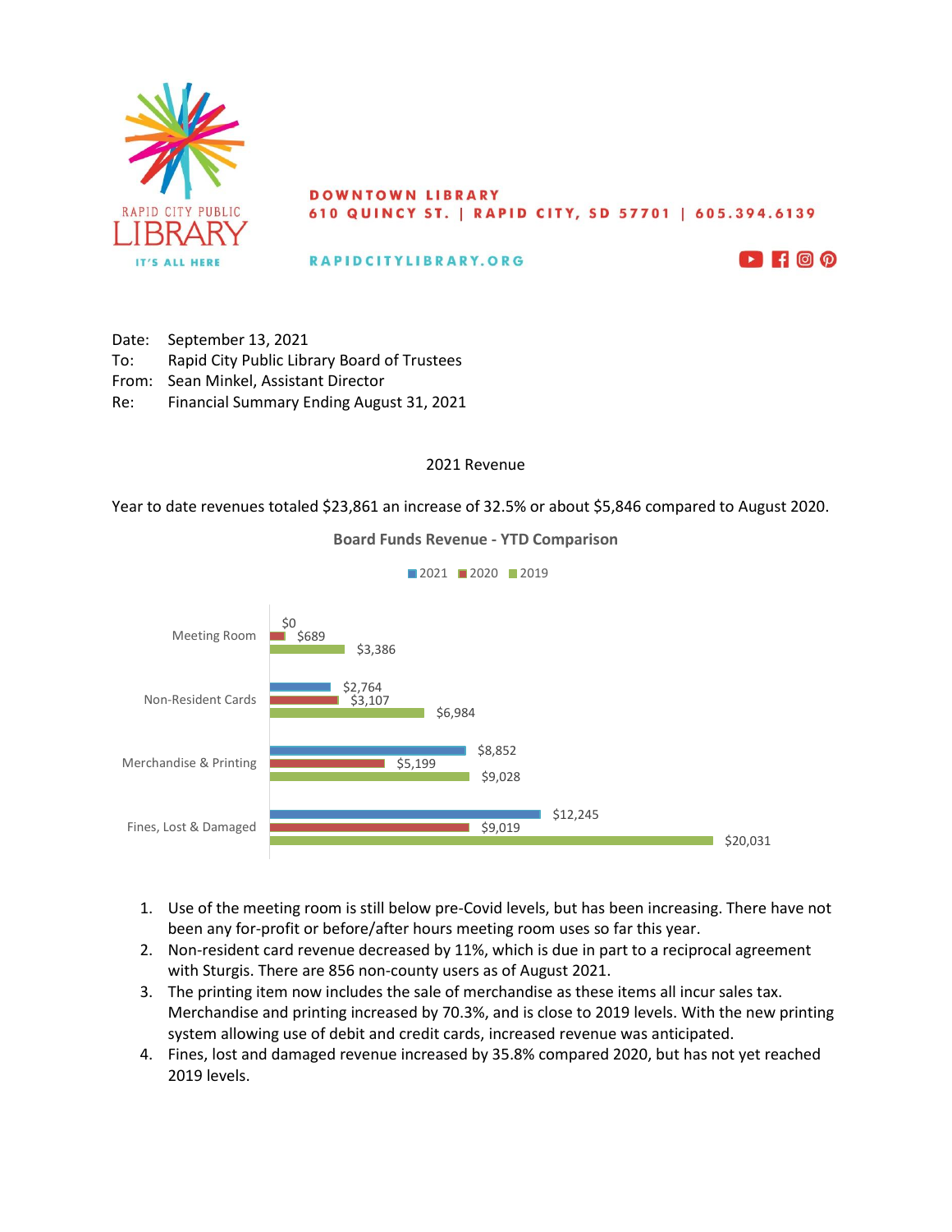RAPID CITY PUBLIC LIBRARY
IT'S ALL HERE

**DOWNTOWN LIBRARY**
**610 QUINCY ST. | RAPID CITY, SD 57701 | 605.394.6139**

**RAPIDCITYLIBRARY.ORG**

Date: September 13, 2021
To: Rapid City Public Library Board of Trustees
From: Sean Minkel, Assistant Director
Re: Financial Summary Ending August 31, 2021

## 2021 Revenue

Year to date revenues totaled $23,861 an increase of 32.5% or about $5,846 compared to August 2020.

**Board Funds Revenue - YTD Comparison**

| | 2021 | 2020 | 2019 |
|---|---|---|---|
| Meeting Room | $0 | $689 | $3,386 |
| Non-Resident Cards | $2,764 | $3,107 | $6,984 |
| Merchandise & Printing | $8,852 | $5,199 | $9,028 |
| Fines, Lost & Damaged | $12,245 | $9,019 | $20,031 |

1. Use of the meeting room is still below pre-Covid levels, but has been increasing. There have not been any for-profit or before/after hours meeting room uses so far this year.
2. Non-resident card revenue decreased by 11%, which is due in part to a reciprocal agreement with Sturgis. There are 856 non-county users as of August 2021.
3. The printing item now includes the sale of merchandise as these items all incur sales tax. Merchandise and printing increased by 70.3%, and is close to 2019 levels. With the new printing system allowing use of debit and credit cards, increased revenue was anticipated.
4. Fines, lost and damaged revenue increased by 35.8% compared 2020, but has not yet reached 2019 levels.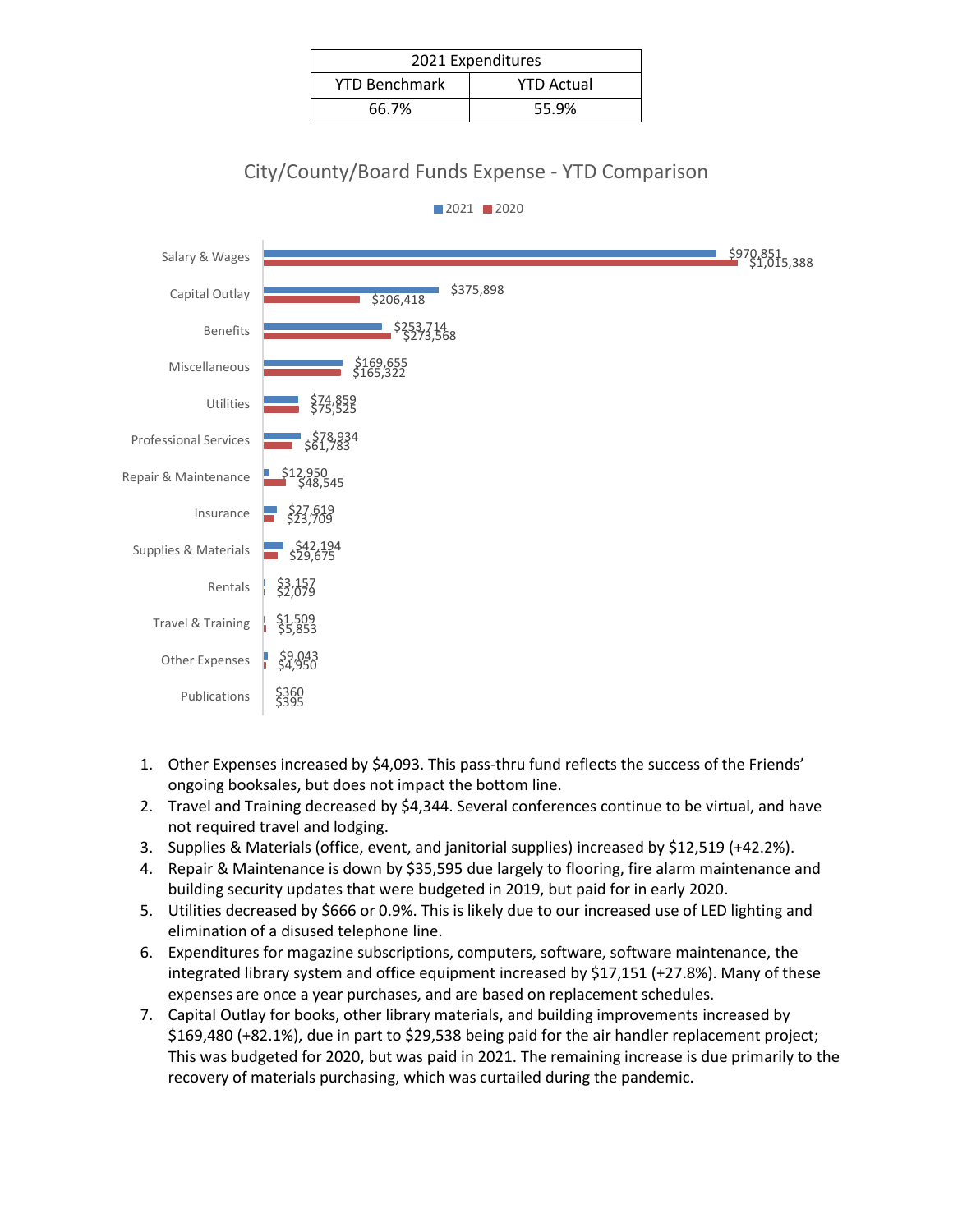| 2021 Expenditures | |
|---|---|
| YTD Benchmark | YTD Actual |
| 66.7% | 55.9% |

## City/County/Board Funds Expense - YTD Comparison

| Category | 2021 | 2020 |
|---|---|---|
| Salary & Wages | $970,851 | $1,015,388 |
| Capital Outlay | $375,898 | $206,418 |
| Benefits | $253,714 | $273,568 |
| Miscellaneous | $169,655 | $165,322 |
| Utilities | $74,859 | $75,525 |
| Professional Services | $78,934 | $61,783 |
| Repair & Maintenance | $12,950 | $48,545 |
| Insurance | $27,619 | $23,709 |
| Supplies & Materials | $42,194 | $29,675 |
| Rentals | $3,157 | $2,079 |
| Travel & Training | $1,509 | $5,853 |
| Other Expenses | $9,043 | $4,950 |
| Publications | $360 | $395 |

1. Other Expenses increased by $4,093. This pass-thru fund reflects the success of the Friends' ongoing booksales, but does not impact the bottom line.
2. Travel and Training decreased by $4,344. Several conferences continue to be virtual, and have not required travel and lodging.
3. Supplies & Materials (office, event, and janitorial supplies) increased by $12,519 (+42.2%).
4. Repair & Maintenance is down by $35,595 due largely to flooring, fire alarm maintenance and building security updates that were budgeted in 2019, but paid for in early 2020.
5. Utilities decreased by $666 or 0.9%. This is likely due to our increased use of LED lighting and elimination of a disused telephone line.
6. Expenditures for magazine subscriptions, computers, software, software maintenance, the integrated library system and office equipment increased by $17,151 (+27.8%). Many of these expenses are once a year purchases, and are based on replacement schedules.
7. Capital Outlay for books, other library materials, and building improvements increased by $169,480 (+82.1%), due in part to $29,538 being paid for the air handler replacement project; This was budgeted for 2020, but was paid in 2021. The remaining increase is due primarily to the recovery of materials purchasing, which was curtailed during the pandemic.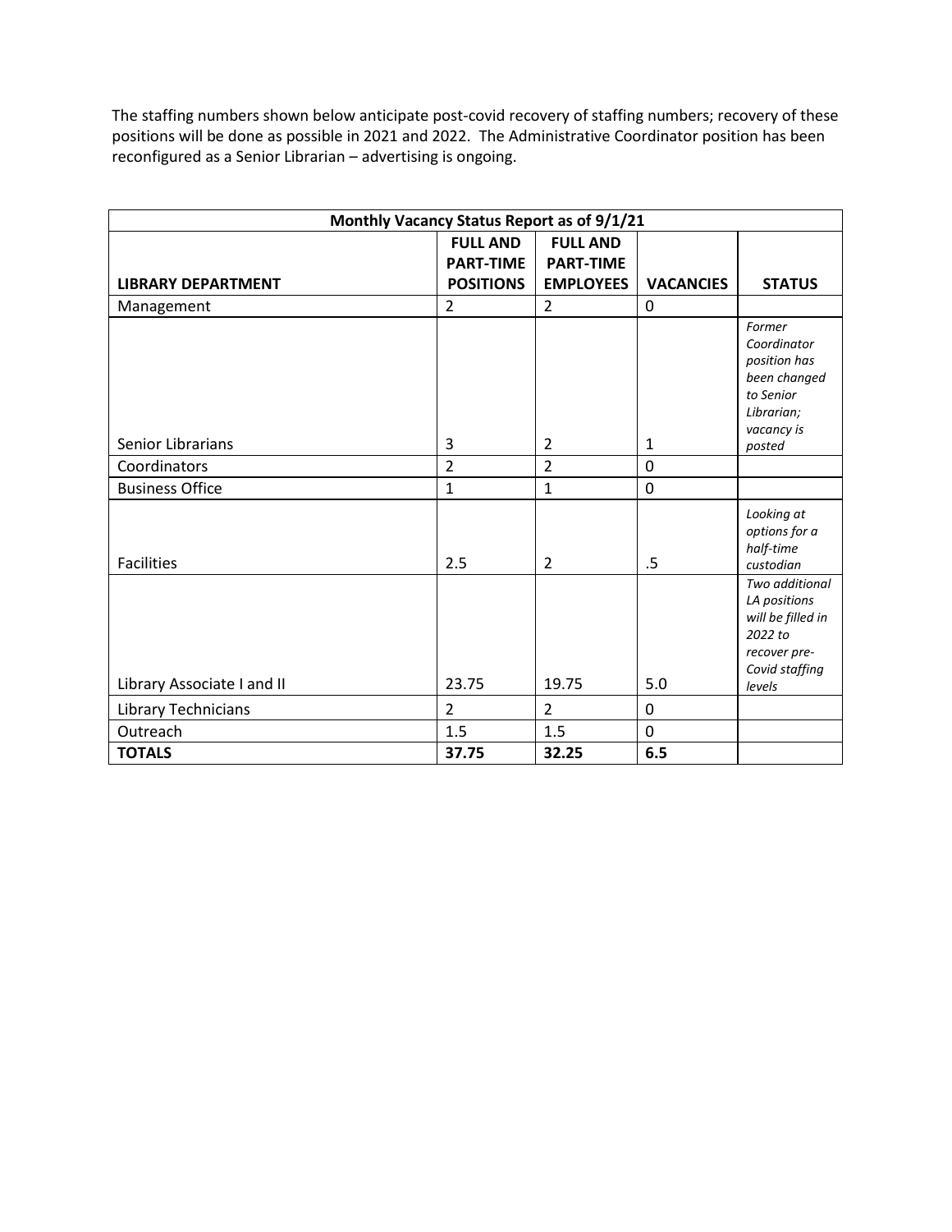The staffing numbers shown below anticipate post-covid recovery of staffing numbers; recovery of these positions will be done as possible in 2021 and 2022. The Administrative Coordinator position has been reconfigured as a Senior Librarian – advertising is ongoing.

| Monthly Vacancy Status Report as of 9/1/21 | | | | |
|---|---|---|---|---|
| **LIBRARY DEPARTMENT** | **FULL AND PART-TIME POSITIONS** | **FULL AND PART-TIME EMPLOYEES** | **VACANCIES** | **STATUS** |
| Management | 2 | 2 | 0 | |
| Senior Librarians | 3 | 2 | 1 | *Former Coordinator position has been changed to Senior Librarian; vacancy is posted* |
| Coordinators | 2 | 2 | 0 | |
| Business Office | 1 | 1 | 0 | |
| Facilities | 2.5 | 2 | .5 | *Looking at options for a half-time custodian* |
| Library Associate I and II | 23.75 | 19.75 | 5.0 | *Two additional LA positions will be filled in 2022 to recover pre-Covid staffing levels* |
| Library Technicians | 2 | 2 | 0 | |
| Outreach | 1.5 | 1.5 | 0 | |
| **TOTALS** | **37.75** | **32.25** | **6.5** | |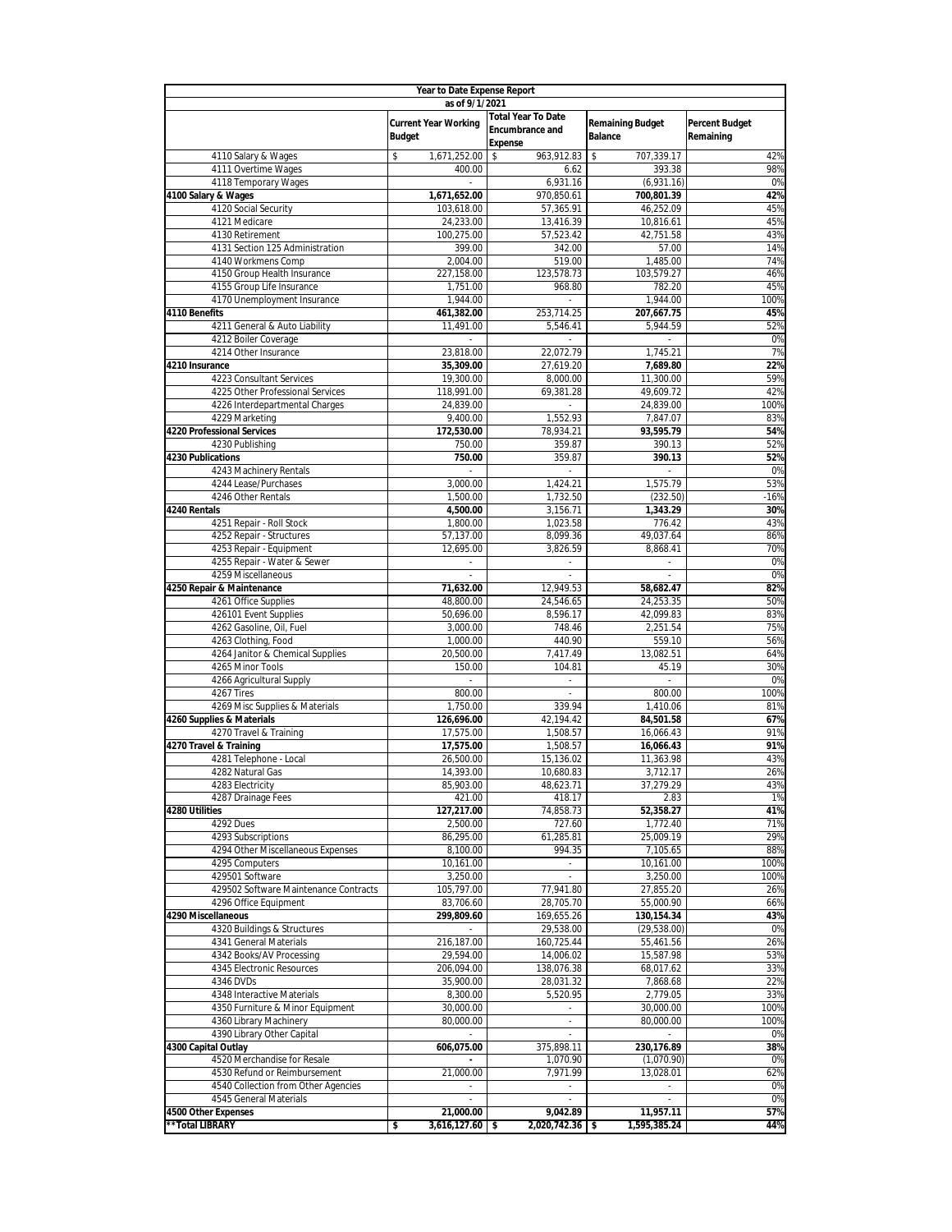| Year to Date Expense Report as of 9/1/2021 | | | | |
|---|---|---|---|---|
| | Current Year Working Budget | Total Year To Date Encumbrance and Expense | Remaining Budget Balance | Percent Budget Remaining |
| 4110 Salary & Wages | $ 1,671,252.00 | $ 963,912.83 | $ 707,339.17 | 42% |
| 4111 Overtime Wages | 400.00 | 6.62 | 393.38 | 98% |
| 4118 Temporary Wages | - | 6,931.16 | (6,931.16) | 0% |
| **4100 Salary & Wages** | **1,671,652.00** | 970,850.61 | **700,801.39** | **42%** |
| 4120 Social Security | 103,618.00 | 57,365.91 | 46,252.09 | 45% |
| 4121 Medicare | 24,233.00 | 13,416.39 | 10,816.61 | 45% |
| 4130 Retirement | 100,275.00 | 57,523.42 | 42,751.58 | 43% |
| 4131 Section 125 Administration | 399.00 | 342.00 | 57.00 | 14% |
| 4140 Workmens Comp | 2,004.00 | 519.00 | 1,485.00 | 74% |
| 4150 Group Health Insurance | 227,158.00 | 123,578.73 | 103,579.27 | 46% |
| 4155 Group Life Insurance | 1,751.00 | 968.80 | 782.20 | 45% |
| 4170 Unemployment Insurance | 1,944.00 | - | 1,944.00 | 100% |
| **4110 Benefits** | **461,382.00** | 253,714.25 | **207,667.75** | **45%** |
| 4211 General & Auto Liability | 11,491.00 | 5,546.41 | 5,944.59 | 52% |
| 4212 Boiler Coverage | - | - | - | 0% |
| 4214 Other Insurance | 23,818.00 | 22,072.79 | 1,745.21 | 7% |
| **4210 Insurance** | **35,309.00** | 27,619.20 | **7,689.80** | **22%** |
| 4223 Consultant Services | 19,300.00 | 8,000.00 | 11,300.00 | 59% |
| 4225 Other Professional Services | 118,991.00 | 69,381.28 | 49,609.72 | 42% |
| 4226 Interdepartmental Charges | 24,839.00 | - | 24,839.00 | 100% |
| 4229 Marketing | 9,400.00 | 1,552.93 | 7,847.07 | 83% |
| **4220 Professional Services** | **172,530.00** | 78,934.21 | **93,595.79** | **54%** |
| 4230 Publishing | 750.00 | 359.87 | 390.13 | 52% |
| **4230 Publications** | **750.00** | 359.87 | **390.13** | **52%** |
| 4243 Machinery Rentals | - | - | - | 0% |
| 4244 Lease/Purchases | 3,000.00 | 1,424.21 | 1,575.79 | 53% |
| 4246 Other Rentals | 1,500.00 | 1,732.50 | (232.50) | -16% |
| **4240 Rentals** | **4,500.00** | 3,156.71 | **1,343.29** | **30%** |
| 4251 Repair - Roll Stock | 1,800.00 | 1,023.58 | 776.42 | 43% |
| 4252 Repair - Structures | 57,137.00 | 8,099.36 | 49,037.64 | 86% |
| 4253 Repair - Equipment | 12,695.00 | 3,826.59 | 8,868.41 | 70% |
| 4255 Repair - Water & Sewer | - | - | - | 0% |
| 4259 Miscellaneous | - | - | - | 0% |
| **4250 Repair & Maintenance** | **71,632.00** | 12,949.53 | **58,682.47** | **82%** |
| 4261 Office Supplies | 48,800.00 | 24,546.65 | 24,253.35 | 50% |
| 426101 Event Supplies | 50,696.00 | 8,596.17 | 42,099.83 | 83% |
| 4262 Gasoline, Oil, Fuel | 3,000.00 | 748.46 | 2,251.54 | 75% |
| 4263 Clothing, Food | 1,000.00 | 440.90 | 559.10 | 56% |
| 4264 Janitor & Chemical Supplies | 20,500.00 | 7,417.49 | 13,082.51 | 64% |
| 4265 Minor Tools | 150.00 | 104.81 | 45.19 | 30% |
| 4266 Agricultural Supply | - | - | - | 0% |
| 4267 Tires | 800.00 | - | 800.00 | 100% |
| 4269 Misc Supplies & Materials | 1,750.00 | 339.94 | 1,410.06 | 81% |
| **4260 Supplies & Materials** | **126,696.00** | 42,194.42 | **84,501.58** | **67%** |
| 4270 Travel & Training | 17,575.00 | 1,508.57 | 16,066.43 | 91% |
| **4270 Travel & Training** | **17,575.00** | 1,508.57 | **16,066.43** | **91%** |
| 4281 Telephone - Local | 26,500.00 | 15,136.02 | 11,363.98 | 43% |
| 4282 Natural Gas | 14,393.00 | 10,680.83 | 3,712.17 | 26% |
| 4283 Electricity | 85,903.00 | 48,623.71 | 37,279.29 | 43% |
| 4287 Drainage Fees | 421.00 | 418.17 | 2.83 | 1% |
| **4280 Utilities** | **127,217.00** | 74,858.73 | **52,358.27** | **41%** |
| 4292 Dues | 2,500.00 | 727.60 | 1,772.40 | 71% |
| 4293 Subscriptions | 86,295.00 | 61,285.81 | 25,009.19 | 29% |
| 4294 Other Miscellaneous Expenses | 8,100.00 | 994.35 | 7,105.65 | 88% |
| 4295 Computers | 10,161.00 | - | 10,161.00 | 100% |
| 429501 Software | 3,250.00 | - | 3,250.00 | 100% |
| 429502 Software Maintenance Contracts | 105,797.00 | 77,941.80 | 27,855.20 | 26% |
| 4296 Office Equipment | 83,706.60 | 28,705.70 | 55,000.90 | 66% |
| **4290 Miscellaneous** | **299,809.60** | 169,655.26 | **130,154.34** | **43%** |
| 4320 Buildings & Structures | - | 29,538.00 | (29,538.00) | 0% |
| 4341 General Materials | 216,187.00 | 160,725.44 | 55,461.56 | 26% |
| 4342 Books/AV Processing | 29,594.00 | 14,006.02 | 15,587.98 | 53% |
| 4345 Electronic Resources | 206,094.00 | 138,076.38 | 68,017.62 | 33% |
| 4346 DVDs | 35,900.00 | 28,031.32 | 7,868.68 | 22% |
| 4348 Interactive Materials | 8,300.00 | 5,520.95 | 2,779.05 | 33% |
| 4350 Furniture & Minor Equipment | 30,000.00 | - | 30,000.00 | 100% |
| 4360 Library Machinery | 80,000.00 | - | 80,000.00 | 100% |
| 4390 Library Other Capital | - | - | - | 0% |
| **4300 Capital Outlay** | **606,075.00** | 375,898.11 | **230,176.89** | **38%** |
| 4520 Merchandise for Resale | - | 1,070.90 | (1,070.90) | 0% |
| 4530 Refund or Reimbursement | 21,000.00 | 7,971.99 | 13,028.01 | 62% |
| 4540 Collection from Other Agencies | - | - | - | 0% |
| 4545 General Materials | - | - | - | 0% |
| **4500 Other Expenses** | **21,000.00** | 9,042.89 | **11,957.11** | **57%** |
| **Total LIBRARY** | **$ 3,616,127.60** | **$ 2,020,742.36** | **$ 1,595,385.24** | **44%** |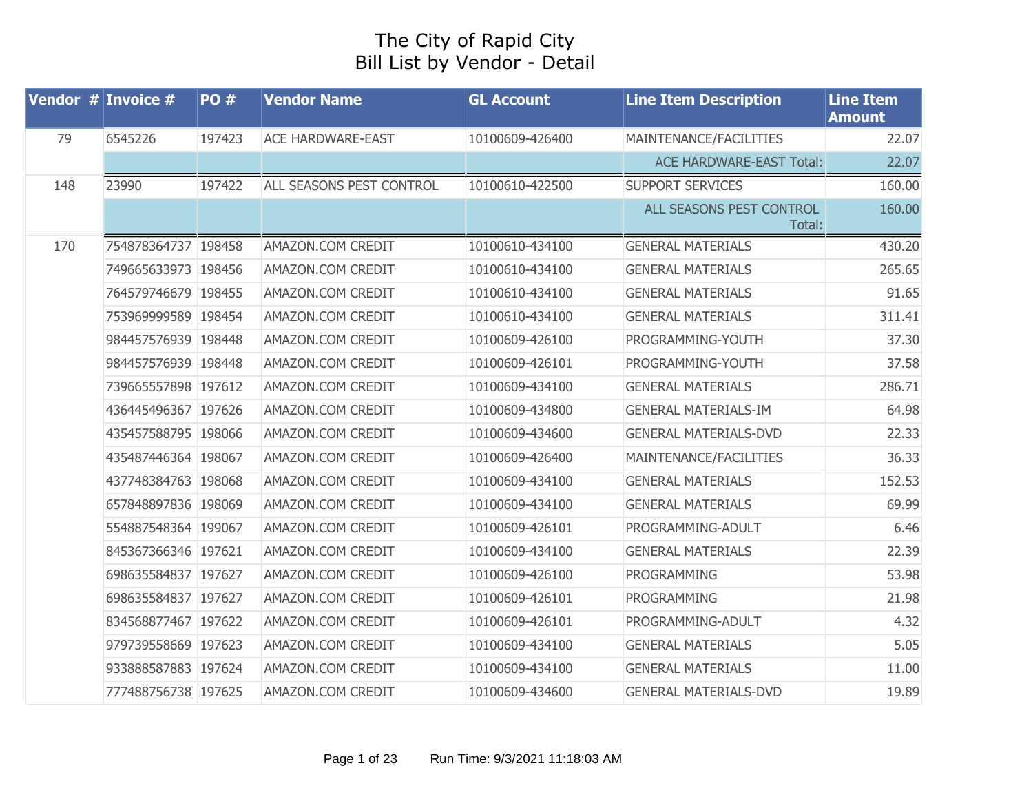# The City of Rapid City
## Bill List by Vendor - Detail

| Vendor # | Invoice # | PO # | Vendor Name | GL Account | Line Item Description | Line Item Amount |
|---|---|---|---|---|---|---|
| 79 | 6545226 | 197423 | ACE HARDWARE-EAST | 10100609-426400 | MAINTENANCE/FACILITIES | 22.07 |
| | | | | | ACE HARDWARE-EAST Total: | 22.07 |
| 148 | 23990 | 197422 | ALL SEASONS PEST CONTROL | 10100610-422500 | SUPPORT SERVICES | 160.00 |
| | | | | | ALL SEASONS PEST CONTROL Total: | 160.00 |
| 170 | 754878364737 | 198458 | AMAZON.COM CREDIT | 10100610-434100 | GENERAL MATERIALS | 430.20 |
| | 749665633973 | 198456 | AMAZON.COM CREDIT | 10100610-434100 | GENERAL MATERIALS | 265.65 |
| | 764579746679 | 198455 | AMAZON.COM CREDIT | 10100610-434100 | GENERAL MATERIALS | 91.65 |
| | 753969999589 | 198454 | AMAZON.COM CREDIT | 10100610-434100 | GENERAL MATERIALS | 311.41 |
| | 984457576939 | 198448 | AMAZON.COM CREDIT | 10100609-426100 | PROGRAMMING-YOUTH | 37.30 |
| | 984457576939 | 198448 | AMAZON.COM CREDIT | 10100609-426101 | PROGRAMMING-YOUTH | 37.58 |
| | 739665557898 | 197612 | AMAZON.COM CREDIT | 10100609-434100 | GENERAL MATERIALS | 286.71 |
| | 436445496367 | 197626 | AMAZON.COM CREDIT | 10100609-434800 | GENERAL MATERIALS-IM | 64.98 |
| | 435457588795 | 198066 | AMAZON.COM CREDIT | 10100609-434600 | GENERAL MATERIALS-DVD | 22.33 |
| | 435487446364 | 198067 | AMAZON.COM CREDIT | 10100609-426400 | MAINTENANCE/FACILITIES | 36.33 |
| | 437748384763 | 198068 | AMAZON.COM CREDIT | 10100609-434100 | GENERAL MATERIALS | 152.53 |
| | 657848897836 | 198069 | AMAZON.COM CREDIT | 10100609-434100 | GENERAL MATERIALS | 69.99 |
| | 554887548364 | 199067 | AMAZON.COM CREDIT | 10100609-426101 | PROGRAMMING-ADULT | 6.46 |
| | 845367366346 | 197621 | AMAZON.COM CREDIT | 10100609-434100 | GENERAL MATERIALS | 22.39 |
| | 698635584837 | 197627 | AMAZON.COM CREDIT | 10100609-426100 | PROGRAMMING | 53.98 |
| | 698635584837 | 197627 | AMAZON.COM CREDIT | 10100609-426101 | PROGRAMMING | 21.98 |
| | 834568877467 | 197622 | AMAZON.COM CREDIT | 10100609-426101 | PROGRAMMING-ADULT | 4.32 |
| | 979739558669 | 197623 | AMAZON.COM CREDIT | 10100609-434100 | GENERAL MATERIALS | 5.05 |
| | 933888587883 | 197624 | AMAZON.COM CREDIT | 10100609-434100 | GENERAL MATERIALS | 11.00 |
| | 777488756738 | 197625 | AMAZON.COM CREDIT | 10100609-434600 | GENERAL MATERIALS-DVD | 19.89 |

Run Time: 9/3/2021 11:18:03 AM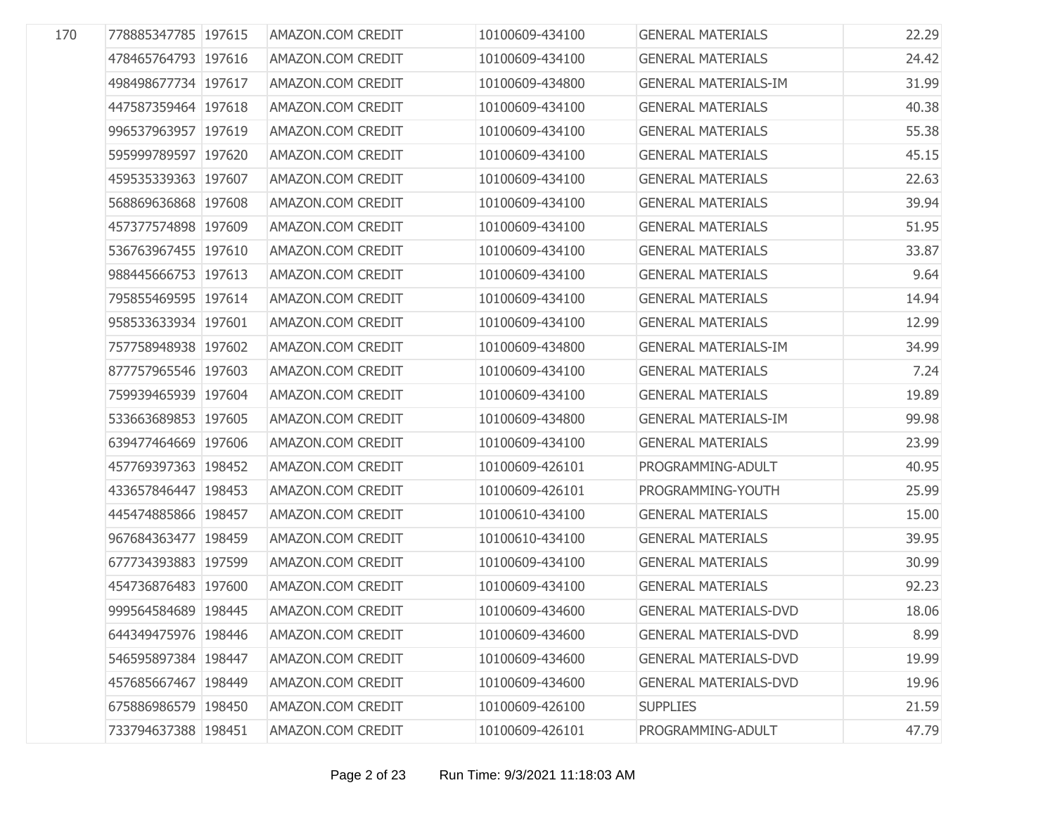| | | | | | | |
|---|---|---|---|---|---|---|
| 170 | 778885347785 | 197615 | AMAZON.COM CREDIT | 10100609-434100 | GENERAL MATERIALS | 22.29 |
| | 478465764793 | 197616 | AMAZON.COM CREDIT | 10100609-434100 | GENERAL MATERIALS | 24.42 |
| | 498498677734 | 197617 | AMAZON.COM CREDIT | 10100609-434800 | GENERAL MATERIALS-IM | 31.99 |
| | 447587359464 | 197618 | AMAZON.COM CREDIT | 10100609-434100 | GENERAL MATERIALS | 40.38 |
| | 996537963957 | 197619 | AMAZON.COM CREDIT | 10100609-434100 | GENERAL MATERIALS | 55.38 |
| | 595999789597 | 197620 | AMAZON.COM CREDIT | 10100609-434100 | GENERAL MATERIALS | 45.15 |
| | 459535339363 | 197607 | AMAZON.COM CREDIT | 10100609-434100 | GENERAL MATERIALS | 22.63 |
| | 568869636868 | 197608 | AMAZON.COM CREDIT | 10100609-434100 | GENERAL MATERIALS | 39.94 |
| | 457377574898 | 197609 | AMAZON.COM CREDIT | 10100609-434100 | GENERAL MATERIALS | 51.95 |
| | 536763967455 | 197610 | AMAZON.COM CREDIT | 10100609-434100 | GENERAL MATERIALS | 33.87 |
| | 988445666753 | 197613 | AMAZON.COM CREDIT | 10100609-434100 | GENERAL MATERIALS | 9.64 |
| | 795855469595 | 197614 | AMAZON.COM CREDIT | 10100609-434100 | GENERAL MATERIALS | 14.94 |
| | 958533633934 | 197601 | AMAZON.COM CREDIT | 10100609-434100 | GENERAL MATERIALS | 12.99 |
| | 757758948938 | 197602 | AMAZON.COM CREDIT | 10100609-434800 | GENERAL MATERIALS-IM | 34.99 |
| | 877757965546 | 197603 | AMAZON.COM CREDIT | 10100609-434100 | GENERAL MATERIALS | 7.24 |
| | 759939465939 | 197604 | AMAZON.COM CREDIT | 10100609-434100 | GENERAL MATERIALS | 19.89 |
| | 533663689853 | 197605 | AMAZON.COM CREDIT | 10100609-434800 | GENERAL MATERIALS-IM | 99.98 |
| | 639477464669 | 197606 | AMAZON.COM CREDIT | 10100609-434100 | GENERAL MATERIALS | 23.99 |
| | 457769397363 | 198452 | AMAZON.COM CREDIT | 10100609-426101 | PROGRAMMING-ADULT | 40.95 |
| | 433657846447 | 198453 | AMAZON.COM CREDIT | 10100609-426101 | PROGRAMMING-YOUTH | 25.99 |
| | 445474885866 | 198457 | AMAZON.COM CREDIT | 10100610-434100 | GENERAL MATERIALS | 15.00 |
| | 967684363477 | 198459 | AMAZON.COM CREDIT | 10100610-434100 | GENERAL MATERIALS | 39.95 |
| | 677734393883 | 197599 | AMAZON.COM CREDIT | 10100609-434100 | GENERAL MATERIALS | 30.99 |
| | 454736876483 | 197600 | AMAZON.COM CREDIT | 10100609-434100 | GENERAL MATERIALS | 92.23 |
| | 999564584689 | 198445 | AMAZON.COM CREDIT | 10100609-434600 | GENERAL MATERIALS-DVD | 18.06 |
| | 644349475976 | 198446 | AMAZON.COM CREDIT | 10100609-434600 | GENERAL MATERIALS-DVD | 8.99 |
| | 546595897384 | 198447 | AMAZON.COM CREDIT | 10100609-434600 | GENERAL MATERIALS-DVD | 19.99 |
| | 457685667467 | 198449 | AMAZON.COM CREDIT | 10100609-434600 | GENERAL MATERIALS-DVD | 19.96 |
| | 675886986579 | 198450 | AMAZON.COM CREDIT | 10100609-426100 | SUPPLIES | 21.59 |
| | 733794637388 | 198451 | AMAZON.COM CREDIT | 10100609-426101 | PROGRAMMING-ADULT | 47.79 |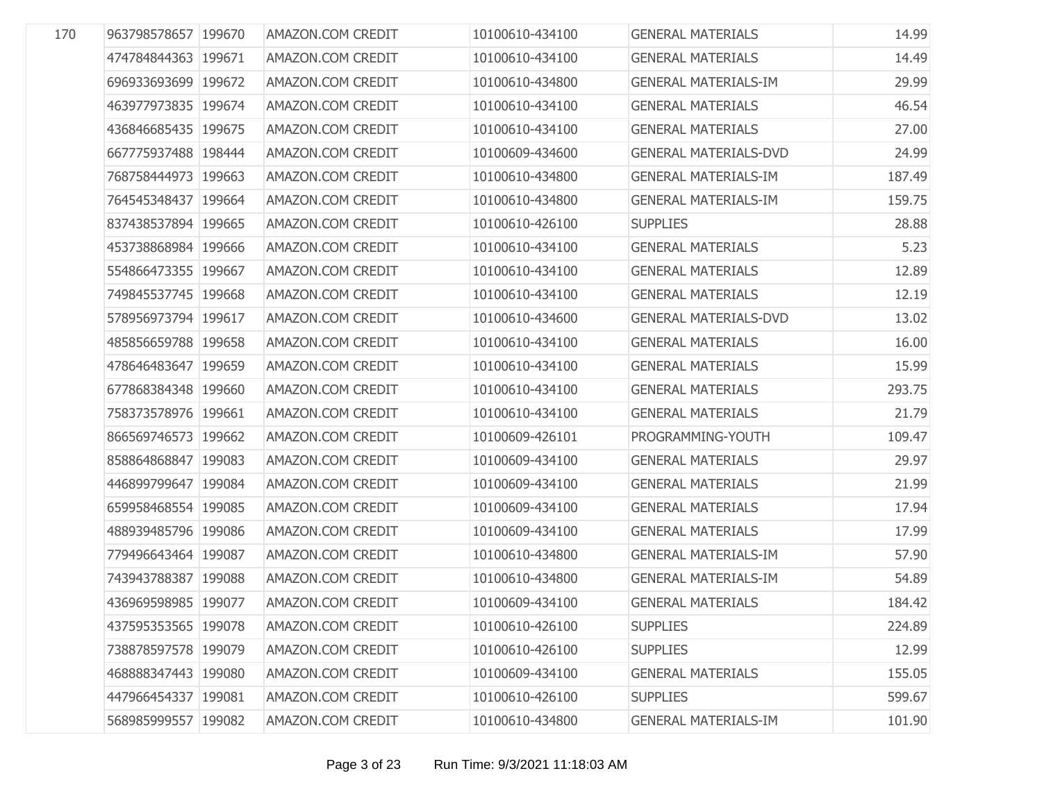| | | | | | | |
|---|---|---|---|---|---|---|
| 170 | 963798578657 | 199670 | AMAZON.COM CREDIT | 10100610-434100 | GENERAL MATERIALS | 14.99 |
| | 474784844363 | 199671 | AMAZON.COM CREDIT | 10100610-434100 | GENERAL MATERIALS | 14.49 |
| | 696933693699 | 199672 | AMAZON.COM CREDIT | 10100610-434800 | GENERAL MATERIALS-IM | 29.99 |
| | 463977973835 | 199674 | AMAZON.COM CREDIT | 10100610-434100 | GENERAL MATERIALS | 46.54 |
| | 436846685435 | 199675 | AMAZON.COM CREDIT | 10100610-434100 | GENERAL MATERIALS | 27.00 |
| | 667775937488 | 198444 | AMAZON.COM CREDIT | 10100609-434600 | GENERAL MATERIALS-DVD | 24.99 |
| | 768758444973 | 199663 | AMAZON.COM CREDIT | 10100610-434800 | GENERAL MATERIALS-IM | 187.49 |
| | 764545348437 | 199664 | AMAZON.COM CREDIT | 10100610-434800 | GENERAL MATERIALS-IM | 159.75 |
| | 837438537894 | 199665 | AMAZON.COM CREDIT | 10100610-426100 | SUPPLIES | 28.88 |
| | 453738868984 | 199666 | AMAZON.COM CREDIT | 10100610-434100 | GENERAL MATERIALS | 5.23 |
| | 554866473355 | 199667 | AMAZON.COM CREDIT | 10100610-434100 | GENERAL MATERIALS | 12.89 |
| | 749845537745 | 199668 | AMAZON.COM CREDIT | 10100610-434100 | GENERAL MATERIALS | 12.19 |
| | 578956973794 | 199617 | AMAZON.COM CREDIT | 10100610-434600 | GENERAL MATERIALS-DVD | 13.02 |
| | 485856659788 | 199658 | AMAZON.COM CREDIT | 10100610-434100 | GENERAL MATERIALS | 16.00 |
| | 478646483647 | 199659 | AMAZON.COM CREDIT | 10100610-434100 | GENERAL MATERIALS | 15.99 |
| | 677868384348 | 199660 | AMAZON.COM CREDIT | 10100610-434100 | GENERAL MATERIALS | 293.75 |
| | 758373578976 | 199661 | AMAZON.COM CREDIT | 10100610-434100 | GENERAL MATERIALS | 21.79 |
| | 866569746573 | 199662 | AMAZON.COM CREDIT | 10100609-426101 | PROGRAMMING-YOUTH | 109.47 |
| | 858864868847 | 199083 | AMAZON.COM CREDIT | 10100609-434100 | GENERAL MATERIALS | 29.97 |
| | 446899799647 | 199084 | AMAZON.COM CREDIT | 10100609-434100 | GENERAL MATERIALS | 21.99 |
| | 659958468554 | 199085 | AMAZON.COM CREDIT | 10100609-434100 | GENERAL MATERIALS | 17.94 |
| | 488939485796 | 199086 | AMAZON.COM CREDIT | 10100609-434100 | GENERAL MATERIALS | 17.99 |
| | 779496643464 | 199087 | AMAZON.COM CREDIT | 10100610-434800 | GENERAL MATERIALS-IM | 57.90 |
| | 743943788387 | 199088 | AMAZON.COM CREDIT | 10100610-434800 | GENERAL MATERIALS-IM | 54.89 |
| | 436969598985 | 199077 | AMAZON.COM CREDIT | 10100609-434100 | GENERAL MATERIALS | 184.42 |
| | 437595353565 | 199078 | AMAZON.COM CREDIT | 10100610-426100 | SUPPLIES | 224.89 |
| | 738878597578 | 199079 | AMAZON.COM CREDIT | 10100610-426100 | SUPPLIES | 12.99 |
| | 468888347443 | 199080 | AMAZON.COM CREDIT | 10100609-434100 | GENERAL MATERIALS | 155.05 |
| | 447966454337 | 199081 | AMAZON.COM CREDIT | 10100610-426100 | SUPPLIES | 599.67 |
| | 568985999557 | 199082 | AMAZON.COM CREDIT | 10100610-434800 | GENERAL MATERIALS-IM | 101.90 |

Run Time: 9/3/2021 11:18:03 AM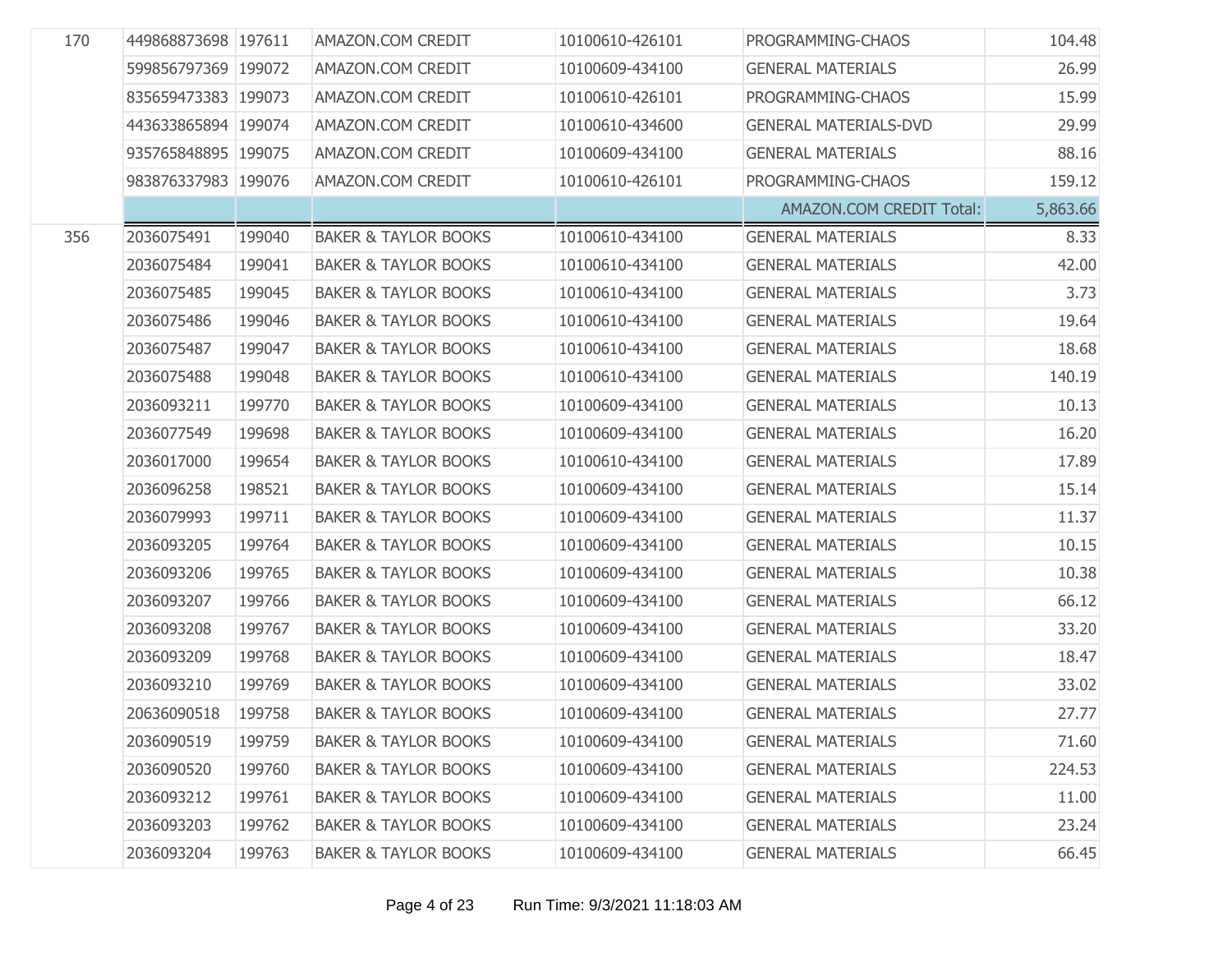| | | | | | | |
|---|---|---|---|---|---|---|
| 170 | 449868873698 | 197611 | AMAZON.COM CREDIT | 10100610-426101 | PROGRAMMING-CHAOS | 104.48 |
| | 599856797369 | 199072 | AMAZON.COM CREDIT | 10100609-434100 | GENERAL MATERIALS | 26.99 |
| | 835659473383 | 199073 | AMAZON.COM CREDIT | 10100610-426101 | PROGRAMMING-CHAOS | 15.99 |
| | 443633865894 | 199074 | AMAZON.COM CREDIT | 10100610-434600 | GENERAL MATERIALS-DVD | 29.99 |
| | 935765848895 | 199075 | AMAZON.COM CREDIT | 10100609-434100 | GENERAL MATERIALS | 88.16 |
| | 983876337983 | 199076 | AMAZON.COM CREDIT | 10100610-426101 | PROGRAMMING-CHAOS | 159.12 |
| | | | | | AMAZON.COM CREDIT Total: | 5,863.66 |
| 356 | 2036075491 | 199040 | BAKER & TAYLOR BOOKS | 10100610-434100 | GENERAL MATERIALS | 8.33 |
| | 2036075484 | 199041 | BAKER & TAYLOR BOOKS | 10100610-434100 | GENERAL MATERIALS | 42.00 |
| | 2036075485 | 199045 | BAKER & TAYLOR BOOKS | 10100610-434100 | GENERAL MATERIALS | 3.73 |
| | 2036075486 | 199046 | BAKER & TAYLOR BOOKS | 10100610-434100 | GENERAL MATERIALS | 19.64 |
| | 2036075487 | 199047 | BAKER & TAYLOR BOOKS | 10100610-434100 | GENERAL MATERIALS | 18.68 |
| | 2036075488 | 199048 | BAKER & TAYLOR BOOKS | 10100610-434100 | GENERAL MATERIALS | 140.19 |
| | 2036093211 | 199770 | BAKER & TAYLOR BOOKS | 10100609-434100 | GENERAL MATERIALS | 10.13 |
| | 2036077549 | 199698 | BAKER & TAYLOR BOOKS | 10100609-434100 | GENERAL MATERIALS | 16.20 |
| | 2036017000 | 199654 | BAKER & TAYLOR BOOKS | 10100610-434100 | GENERAL MATERIALS | 17.89 |
| | 2036096258 | 198521 | BAKER & TAYLOR BOOKS | 10100609-434100 | GENERAL MATERIALS | 15.14 |
| | 2036079993 | 199711 | BAKER & TAYLOR BOOKS | 10100609-434100 | GENERAL MATERIALS | 11.37 |
| | 2036093205 | 199764 | BAKER & TAYLOR BOOKS | 10100609-434100 | GENERAL MATERIALS | 10.15 |
| | 2036093206 | 199765 | BAKER & TAYLOR BOOKS | 10100609-434100 | GENERAL MATERIALS | 10.38 |
| | 2036093207 | 199766 | BAKER & TAYLOR BOOKS | 10100609-434100 | GENERAL MATERIALS | 66.12 |
| | 2036093208 | 199767 | BAKER & TAYLOR BOOKS | 10100609-434100 | GENERAL MATERIALS | 33.20 |
| | 2036093209 | 199768 | BAKER & TAYLOR BOOKS | 10100609-434100 | GENERAL MATERIALS | 18.47 |
| | 2036093210 | 199769 | BAKER & TAYLOR BOOKS | 10100609-434100 | GENERAL MATERIALS | 33.02 |
| | 20636090518 | 199758 | BAKER & TAYLOR BOOKS | 10100609-434100 | GENERAL MATERIALS | 27.77 |
| | 2036090519 | 199759 | BAKER & TAYLOR BOOKS | 10100609-434100 | GENERAL MATERIALS | 71.60 |
| | 2036090520 | 199760 | BAKER & TAYLOR BOOKS | 10100609-434100 | GENERAL MATERIALS | 224.53 |
| | 2036093212 | 199761 | BAKER & TAYLOR BOOKS | 10100609-434100 | GENERAL MATERIALS | 11.00 |
| | 2036093203 | 199762 | BAKER & TAYLOR BOOKS | 10100609-434100 | GENERAL MATERIALS | 23.24 |
| | 2036093204 | 199763 | BAKER & TAYLOR BOOKS | 10100609-434100 | GENERAL MATERIALS | 66.45 |

Run Time: 9/3/2021 11:18:03 AM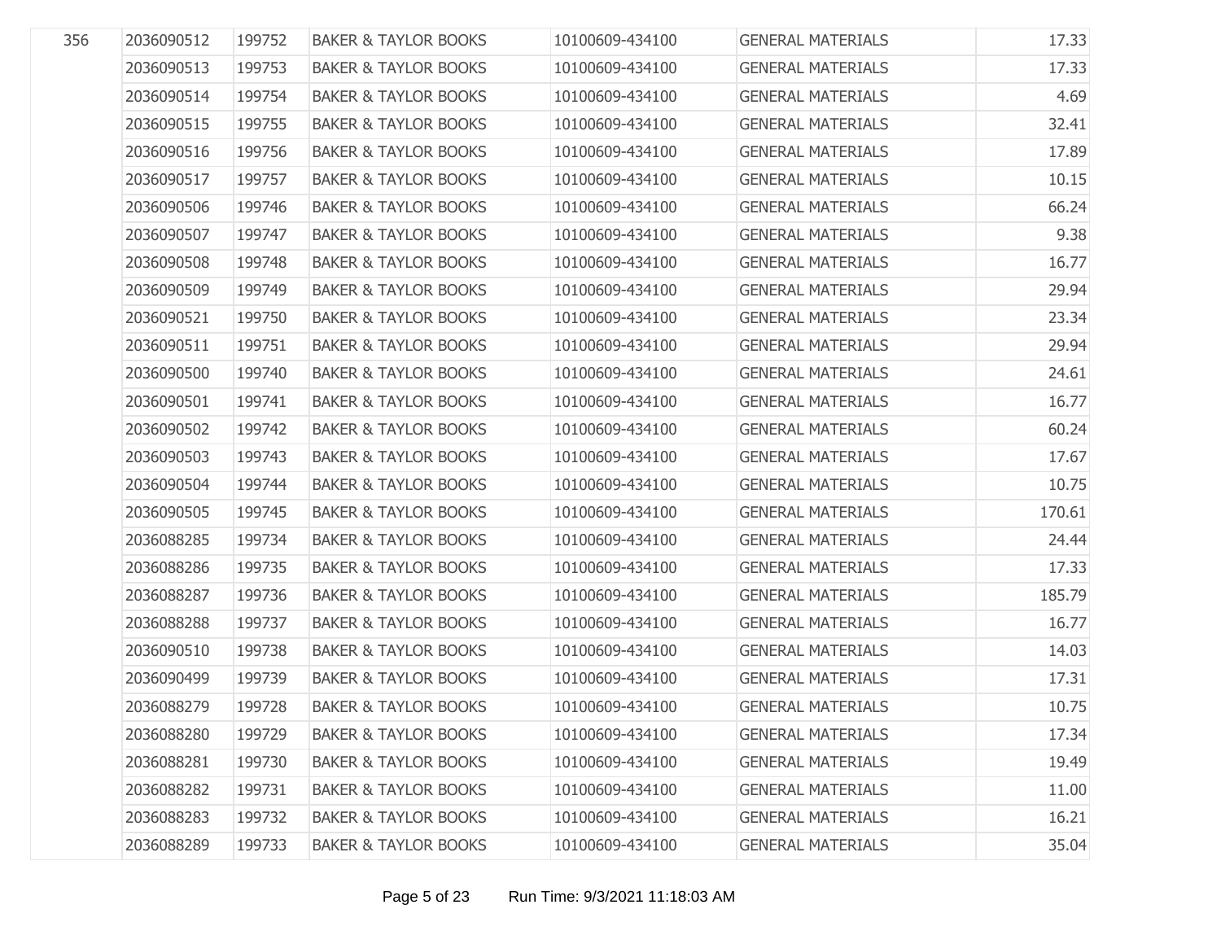| | | | | | | |
|---|---|---|---|---|---|---|
| 356 | 2036090512 | 199752 | BAKER & TAYLOR BOOKS | 10100609-434100 | GENERAL MATERIALS | 17.33 |
| | 2036090513 | 199753 | BAKER & TAYLOR BOOKS | 10100609-434100 | GENERAL MATERIALS | 17.33 |
| | 2036090514 | 199754 | BAKER & TAYLOR BOOKS | 10100609-434100 | GENERAL MATERIALS | 4.69 |
| | 2036090515 | 199755 | BAKER & TAYLOR BOOKS | 10100609-434100 | GENERAL MATERIALS | 32.41 |
| | 2036090516 | 199756 | BAKER & TAYLOR BOOKS | 10100609-434100 | GENERAL MATERIALS | 17.89 |
| | 2036090517 | 199757 | BAKER & TAYLOR BOOKS | 10100609-434100 | GENERAL MATERIALS | 10.15 |
| | 2036090506 | 199746 | BAKER & TAYLOR BOOKS | 10100609-434100 | GENERAL MATERIALS | 66.24 |
| | 2036090507 | 199747 | BAKER & TAYLOR BOOKS | 10100609-434100 | GENERAL MATERIALS | 9.38 |
| | 2036090508 | 199748 | BAKER & TAYLOR BOOKS | 10100609-434100 | GENERAL MATERIALS | 16.77 |
| | 2036090509 | 199749 | BAKER & TAYLOR BOOKS | 10100609-434100 | GENERAL MATERIALS | 29.94 |
| | 2036090521 | 199750 | BAKER & TAYLOR BOOKS | 10100609-434100 | GENERAL MATERIALS | 23.34 |
| | 2036090511 | 199751 | BAKER & TAYLOR BOOKS | 10100609-434100 | GENERAL MATERIALS | 29.94 |
| | 2036090500 | 199740 | BAKER & TAYLOR BOOKS | 10100609-434100 | GENERAL MATERIALS | 24.61 |
| | 2036090501 | 199741 | BAKER & TAYLOR BOOKS | 10100609-434100 | GENERAL MATERIALS | 16.77 |
| | 2036090502 | 199742 | BAKER & TAYLOR BOOKS | 10100609-434100 | GENERAL MATERIALS | 60.24 |
| | 2036090503 | 199743 | BAKER & TAYLOR BOOKS | 10100609-434100 | GENERAL MATERIALS | 17.67 |
| | 2036090504 | 199744 | BAKER & TAYLOR BOOKS | 10100609-434100 | GENERAL MATERIALS | 10.75 |
| | 2036090505 | 199745 | BAKER & TAYLOR BOOKS | 10100609-434100 | GENERAL MATERIALS | 170.61 |
| | 2036088285 | 199734 | BAKER & TAYLOR BOOKS | 10100609-434100 | GENERAL MATERIALS | 24.44 |
| | 2036088286 | 199735 | BAKER & TAYLOR BOOKS | 10100609-434100 | GENERAL MATERIALS | 17.33 |
| | 2036088287 | 199736 | BAKER & TAYLOR BOOKS | 10100609-434100 | GENERAL MATERIALS | 185.79 |
| | 2036088288 | 199737 | BAKER & TAYLOR BOOKS | 10100609-434100 | GENERAL MATERIALS | 16.77 |
| | 2036090510 | 199738 | BAKER & TAYLOR BOOKS | 10100609-434100 | GENERAL MATERIALS | 14.03 |
| | 2036090499 | 199739 | BAKER & TAYLOR BOOKS | 10100609-434100 | GENERAL MATERIALS | 17.31 |
| | 2036088279 | 199728 | BAKER & TAYLOR BOOKS | 10100609-434100 | GENERAL MATERIALS | 10.75 |
| | 2036088280 | 199729 | BAKER & TAYLOR BOOKS | 10100609-434100 | GENERAL MATERIALS | 17.34 |
| | 2036088281 | 199730 | BAKER & TAYLOR BOOKS | 10100609-434100 | GENERAL MATERIALS | 19.49 |
| | 2036088282 | 199731 | BAKER & TAYLOR BOOKS | 10100609-434100 | GENERAL MATERIALS | 11.00 |
| | 2036088283 | 199732 | BAKER & TAYLOR BOOKS | 10100609-434100 | GENERAL MATERIALS | 16.21 |
| | 2036088289 | 199733 | BAKER & TAYLOR BOOKS | 10100609-434100 | GENERAL MATERIALS | 35.04 |

Run Time: 9/3/2021 11:18:03 AM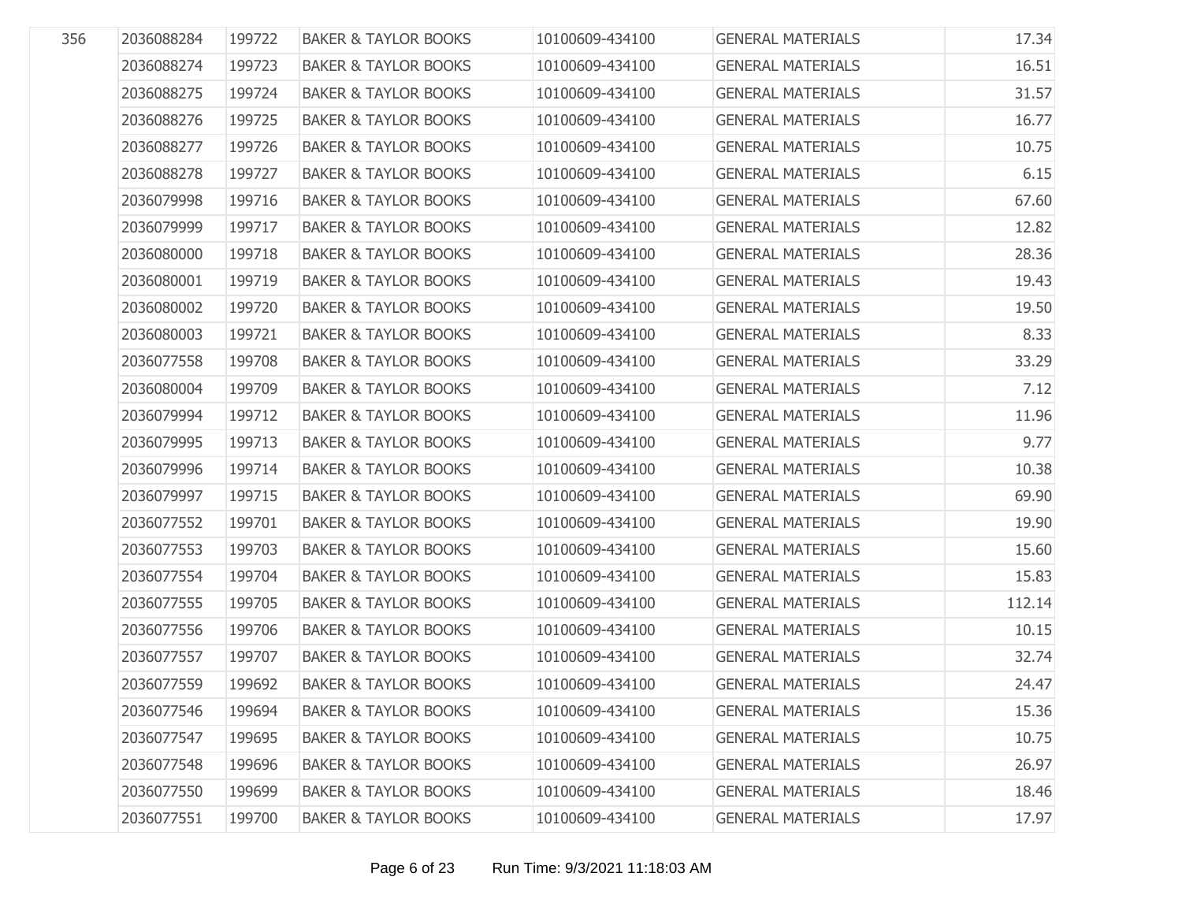| | | | | | | |
|---|---|---|---|---|---|---|
| 356 | 2036088284 | 199722 | BAKER & TAYLOR BOOKS | 10100609-434100 | GENERAL MATERIALS | 17.34 |
| | 2036088274 | 199723 | BAKER & TAYLOR BOOKS | 10100609-434100 | GENERAL MATERIALS | 16.51 |
| | 2036088275 | 199724 | BAKER & TAYLOR BOOKS | 10100609-434100 | GENERAL MATERIALS | 31.57 |
| | 2036088276 | 199725 | BAKER & TAYLOR BOOKS | 10100609-434100 | GENERAL MATERIALS | 16.77 |
| | 2036088277 | 199726 | BAKER & TAYLOR BOOKS | 10100609-434100 | GENERAL MATERIALS | 10.75 |
| | 2036088278 | 199727 | BAKER & TAYLOR BOOKS | 10100609-434100 | GENERAL MATERIALS | 6.15 |
| | 2036079998 | 199716 | BAKER & TAYLOR BOOKS | 10100609-434100 | GENERAL MATERIALS | 67.60 |
| | 2036079999 | 199717 | BAKER & TAYLOR BOOKS | 10100609-434100 | GENERAL MATERIALS | 12.82 |
| | 2036080000 | 199718 | BAKER & TAYLOR BOOKS | 10100609-434100 | GENERAL MATERIALS | 28.36 |
| | 2036080001 | 199719 | BAKER & TAYLOR BOOKS | 10100609-434100 | GENERAL MATERIALS | 19.43 |
| | 2036080002 | 199720 | BAKER & TAYLOR BOOKS | 10100609-434100 | GENERAL MATERIALS | 19.50 |
| | 2036080003 | 199721 | BAKER & TAYLOR BOOKS | 10100609-434100 | GENERAL MATERIALS | 8.33 |
| | 2036077558 | 199708 | BAKER & TAYLOR BOOKS | 10100609-434100 | GENERAL MATERIALS | 33.29 |
| | 2036080004 | 199709 | BAKER & TAYLOR BOOKS | 10100609-434100 | GENERAL MATERIALS | 7.12 |
| | 2036079994 | 199712 | BAKER & TAYLOR BOOKS | 10100609-434100 | GENERAL MATERIALS | 11.96 |
| | 2036079995 | 199713 | BAKER & TAYLOR BOOKS | 10100609-434100 | GENERAL MATERIALS | 9.77 |
| | 2036079996 | 199714 | BAKER & TAYLOR BOOKS | 10100609-434100 | GENERAL MATERIALS | 10.38 |
| | 2036079997 | 199715 | BAKER & TAYLOR BOOKS | 10100609-434100 | GENERAL MATERIALS | 69.90 |
| | 2036077552 | 199701 | BAKER & TAYLOR BOOKS | 10100609-434100 | GENERAL MATERIALS | 19.90 |
| | 2036077553 | 199703 | BAKER & TAYLOR BOOKS | 10100609-434100 | GENERAL MATERIALS | 15.60 |
| | 2036077554 | 199704 | BAKER & TAYLOR BOOKS | 10100609-434100 | GENERAL MATERIALS | 15.83 |
| | 2036077555 | 199705 | BAKER & TAYLOR BOOKS | 10100609-434100 | GENERAL MATERIALS | 112.14 |
| | 2036077556 | 199706 | BAKER & TAYLOR BOOKS | 10100609-434100 | GENERAL MATERIALS | 10.15 |
| | 2036077557 | 199707 | BAKER & TAYLOR BOOKS | 10100609-434100 | GENERAL MATERIALS | 32.74 |
| | 2036077559 | 199692 | BAKER & TAYLOR BOOKS | 10100609-434100 | GENERAL MATERIALS | 24.47 |
| | 2036077546 | 199694 | BAKER & TAYLOR BOOKS | 10100609-434100 | GENERAL MATERIALS | 15.36 |
| | 2036077547 | 199695 | BAKER & TAYLOR BOOKS | 10100609-434100 | GENERAL MATERIALS | 10.75 |
| | 2036077548 | 199696 | BAKER & TAYLOR BOOKS | 10100609-434100 | GENERAL MATERIALS | 26.97 |
| | 2036077550 | 199699 | BAKER & TAYLOR BOOKS | 10100609-434100 | GENERAL MATERIALS | 18.46 |
| | 2036077551 | 199700 | BAKER & TAYLOR BOOKS | 10100609-434100 | GENERAL MATERIALS | 17.97 |

Run Time: 9/3/2021 11:18:03 AM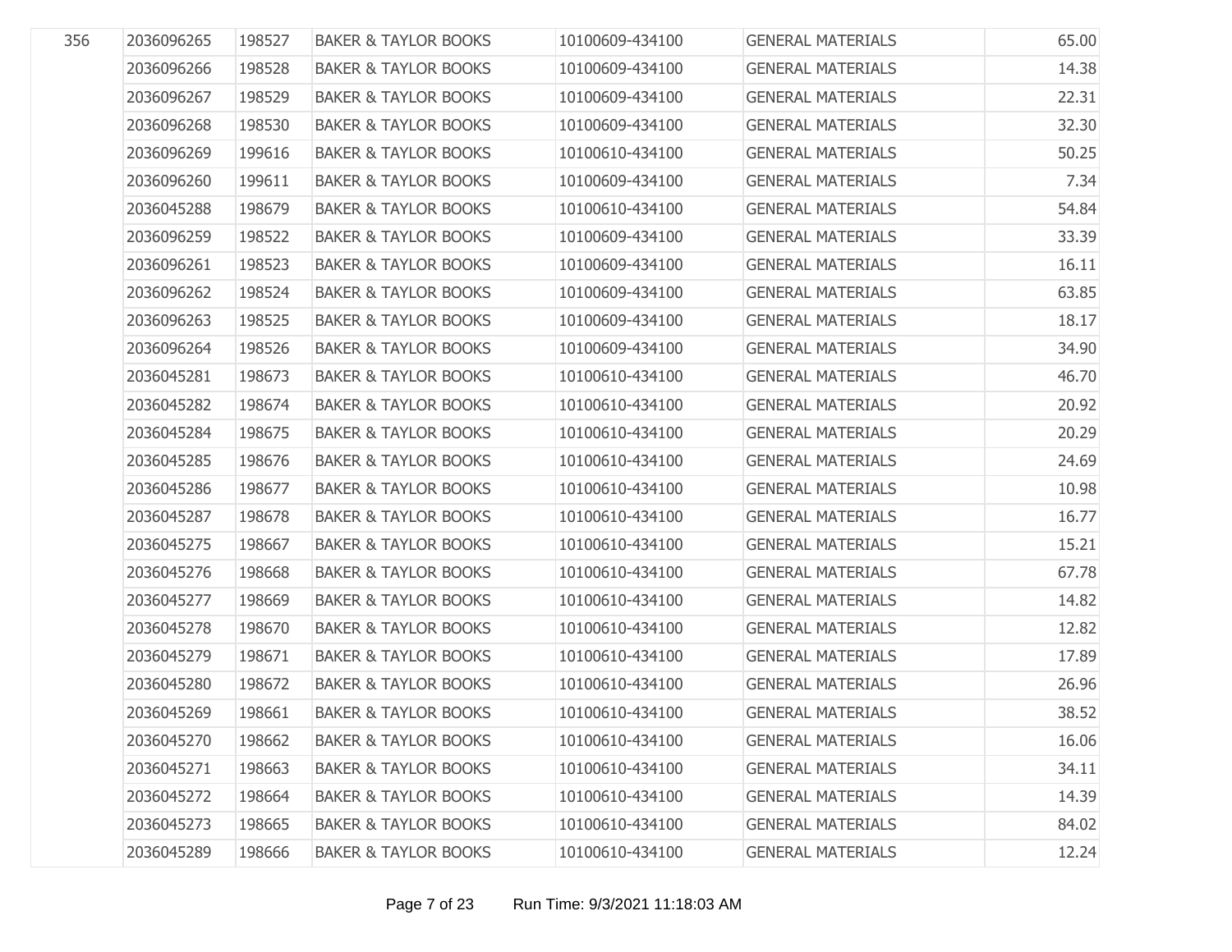| | | | | | | |
|---|---|---|---|---|---|---|
| 356 | 2036096265 | 198527 | BAKER & TAYLOR BOOKS | 10100609-434100 | GENERAL MATERIALS | 65.00 |
| | 2036096266 | 198528 | BAKER & TAYLOR BOOKS | 10100609-434100 | GENERAL MATERIALS | 14.38 |
| | 2036096267 | 198529 | BAKER & TAYLOR BOOKS | 10100609-434100 | GENERAL MATERIALS | 22.31 |
| | 2036096268 | 198530 | BAKER & TAYLOR BOOKS | 10100609-434100 | GENERAL MATERIALS | 32.30 |
| | 2036096269 | 199616 | BAKER & TAYLOR BOOKS | 10100610-434100 | GENERAL MATERIALS | 50.25 |
| | 2036096260 | 199611 | BAKER & TAYLOR BOOKS | 10100609-434100 | GENERAL MATERIALS | 7.34 |
| | 2036045288 | 198679 | BAKER & TAYLOR BOOKS | 10100610-434100 | GENERAL MATERIALS | 54.84 |
| | 2036096259 | 198522 | BAKER & TAYLOR BOOKS | 10100609-434100 | GENERAL MATERIALS | 33.39 |
| | 2036096261 | 198523 | BAKER & TAYLOR BOOKS | 10100609-434100 | GENERAL MATERIALS | 16.11 |
| | 2036096262 | 198524 | BAKER & TAYLOR BOOKS | 10100609-434100 | GENERAL MATERIALS | 63.85 |
| | 2036096263 | 198525 | BAKER & TAYLOR BOOKS | 10100609-434100 | GENERAL MATERIALS | 18.17 |
| | 2036096264 | 198526 | BAKER & TAYLOR BOOKS | 10100609-434100 | GENERAL MATERIALS | 34.90 |
| | 2036045281 | 198673 | BAKER & TAYLOR BOOKS | 10100610-434100 | GENERAL MATERIALS | 46.70 |
| | 2036045282 | 198674 | BAKER & TAYLOR BOOKS | 10100610-434100 | GENERAL MATERIALS | 20.92 |
| | 2036045284 | 198675 | BAKER & TAYLOR BOOKS | 10100610-434100 | GENERAL MATERIALS | 20.29 |
| | 2036045285 | 198676 | BAKER & TAYLOR BOOKS | 10100610-434100 | GENERAL MATERIALS | 24.69 |
| | 2036045286 | 198677 | BAKER & TAYLOR BOOKS | 10100610-434100 | GENERAL MATERIALS | 10.98 |
| | 2036045287 | 198678 | BAKER & TAYLOR BOOKS | 10100610-434100 | GENERAL MATERIALS | 16.77 |
| | 2036045275 | 198667 | BAKER & TAYLOR BOOKS | 10100610-434100 | GENERAL MATERIALS | 15.21 |
| | 2036045276 | 198668 | BAKER & TAYLOR BOOKS | 10100610-434100 | GENERAL MATERIALS | 67.78 |
| | 2036045277 | 198669 | BAKER & TAYLOR BOOKS | 10100610-434100 | GENERAL MATERIALS | 14.82 |
| | 2036045278 | 198670 | BAKER & TAYLOR BOOKS | 10100610-434100 | GENERAL MATERIALS | 12.82 |
| | 2036045279 | 198671 | BAKER & TAYLOR BOOKS | 10100610-434100 | GENERAL MATERIALS | 17.89 |
| | 2036045280 | 198672 | BAKER & TAYLOR BOOKS | 10100610-434100 | GENERAL MATERIALS | 26.96 |
| | 2036045269 | 198661 | BAKER & TAYLOR BOOKS | 10100610-434100 | GENERAL MATERIALS | 38.52 |
| | 2036045270 | 198662 | BAKER & TAYLOR BOOKS | 10100610-434100 | GENERAL MATERIALS | 16.06 |
| | 2036045271 | 198663 | BAKER & TAYLOR BOOKS | 10100610-434100 | GENERAL MATERIALS | 34.11 |
| | 2036045272 | 198664 | BAKER & TAYLOR BOOKS | 10100610-434100 | GENERAL MATERIALS | 14.39 |
| | 2036045273 | 198665 | BAKER & TAYLOR BOOKS | 10100610-434100 | GENERAL MATERIALS | 84.02 |
| | 2036045289 | 198666 | BAKER & TAYLOR BOOKS | 10100610-434100 | GENERAL MATERIALS | 12.24 |

Run Time: 9/3/2021 11:18:03 AM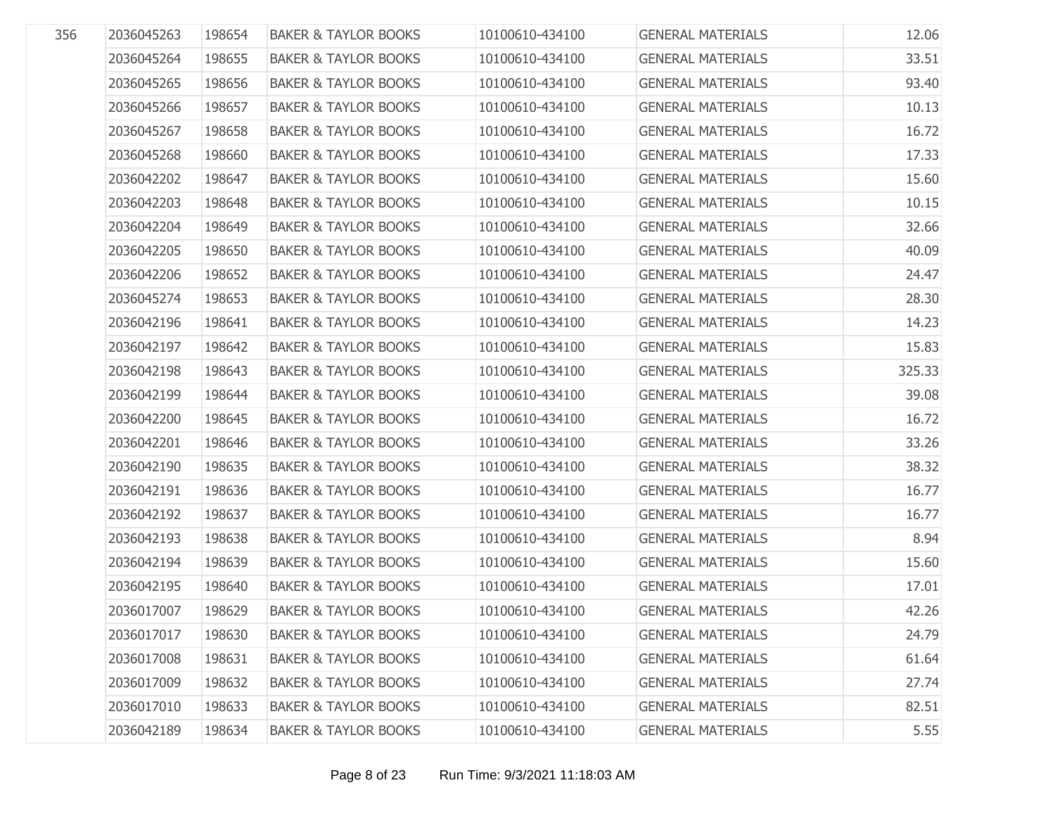| 356 | 2036045263 | 198654 | BAKER & TAYLOR BOOKS | 10100610-434100 | GENERAL MATERIALS | 12.06 |
|---|---|---|---|---|---|---|
| | 2036045264 | 198655 | BAKER & TAYLOR BOOKS | 10100610-434100 | GENERAL MATERIALS | 33.51 |
| | 2036045265 | 198656 | BAKER & TAYLOR BOOKS | 10100610-434100 | GENERAL MATERIALS | 93.40 |
| | 2036045266 | 198657 | BAKER & TAYLOR BOOKS | 10100610-434100 | GENERAL MATERIALS | 10.13 |
| | 2036045267 | 198658 | BAKER & TAYLOR BOOKS | 10100610-434100 | GENERAL MATERIALS | 16.72 |
| | 2036045268 | 198660 | BAKER & TAYLOR BOOKS | 10100610-434100 | GENERAL MATERIALS | 17.33 |
| | 2036042202 | 198647 | BAKER & TAYLOR BOOKS | 10100610-434100 | GENERAL MATERIALS | 15.60 |
| | 2036042203 | 198648 | BAKER & TAYLOR BOOKS | 10100610-434100 | GENERAL MATERIALS | 10.15 |
| | 2036042204 | 198649 | BAKER & TAYLOR BOOKS | 10100610-434100 | GENERAL MATERIALS | 32.66 |
| | 2036042205 | 198650 | BAKER & TAYLOR BOOKS | 10100610-434100 | GENERAL MATERIALS | 40.09 |
| | 2036042206 | 198652 | BAKER & TAYLOR BOOKS | 10100610-434100 | GENERAL MATERIALS | 24.47 |
| | 2036045274 | 198653 | BAKER & TAYLOR BOOKS | 10100610-434100 | GENERAL MATERIALS | 28.30 |
| | 2036042196 | 198641 | BAKER & TAYLOR BOOKS | 10100610-434100 | GENERAL MATERIALS | 14.23 |
| | 2036042197 | 198642 | BAKER & TAYLOR BOOKS | 10100610-434100 | GENERAL MATERIALS | 15.83 |
| | 2036042198 | 198643 | BAKER & TAYLOR BOOKS | 10100610-434100 | GENERAL MATERIALS | 325.33 |
| | 2036042199 | 198644 | BAKER & TAYLOR BOOKS | 10100610-434100 | GENERAL MATERIALS | 39.08 |
| | 2036042200 | 198645 | BAKER & TAYLOR BOOKS | 10100610-434100 | GENERAL MATERIALS | 16.72 |
| | 2036042201 | 198646 | BAKER & TAYLOR BOOKS | 10100610-434100 | GENERAL MATERIALS | 33.26 |
| | 2036042190 | 198635 | BAKER & TAYLOR BOOKS | 10100610-434100 | GENERAL MATERIALS | 38.32 |
| | 2036042191 | 198636 | BAKER & TAYLOR BOOKS | 10100610-434100 | GENERAL MATERIALS | 16.77 |
| | 2036042192 | 198637 | BAKER & TAYLOR BOOKS | 10100610-434100 | GENERAL MATERIALS | 16.77 |
| | 2036042193 | 198638 | BAKER & TAYLOR BOOKS | 10100610-434100 | GENERAL MATERIALS | 8.94 |
| | 2036042194 | 198639 | BAKER & TAYLOR BOOKS | 10100610-434100 | GENERAL MATERIALS | 15.60 |
| | 2036042195 | 198640 | BAKER & TAYLOR BOOKS | 10100610-434100 | GENERAL MATERIALS | 17.01 |
| | 2036017007 | 198629 | BAKER & TAYLOR BOOKS | 10100610-434100 | GENERAL MATERIALS | 42.26 |
| | 2036017017 | 198630 | BAKER & TAYLOR BOOKS | 10100610-434100 | GENERAL MATERIALS | 24.79 |
| | 2036017008 | 198631 | BAKER & TAYLOR BOOKS | 10100610-434100 | GENERAL MATERIALS | 61.64 |
| | 2036017009 | 198632 | BAKER & TAYLOR BOOKS | 10100610-434100 | GENERAL MATERIALS | 27.74 |
| | 2036017010 | 198633 | BAKER & TAYLOR BOOKS | 10100610-434100 | GENERAL MATERIALS | 82.51 |
| | 2036042189 | 198634 | BAKER & TAYLOR BOOKS | 10100610-434100 | GENERAL MATERIALS | 5.55 |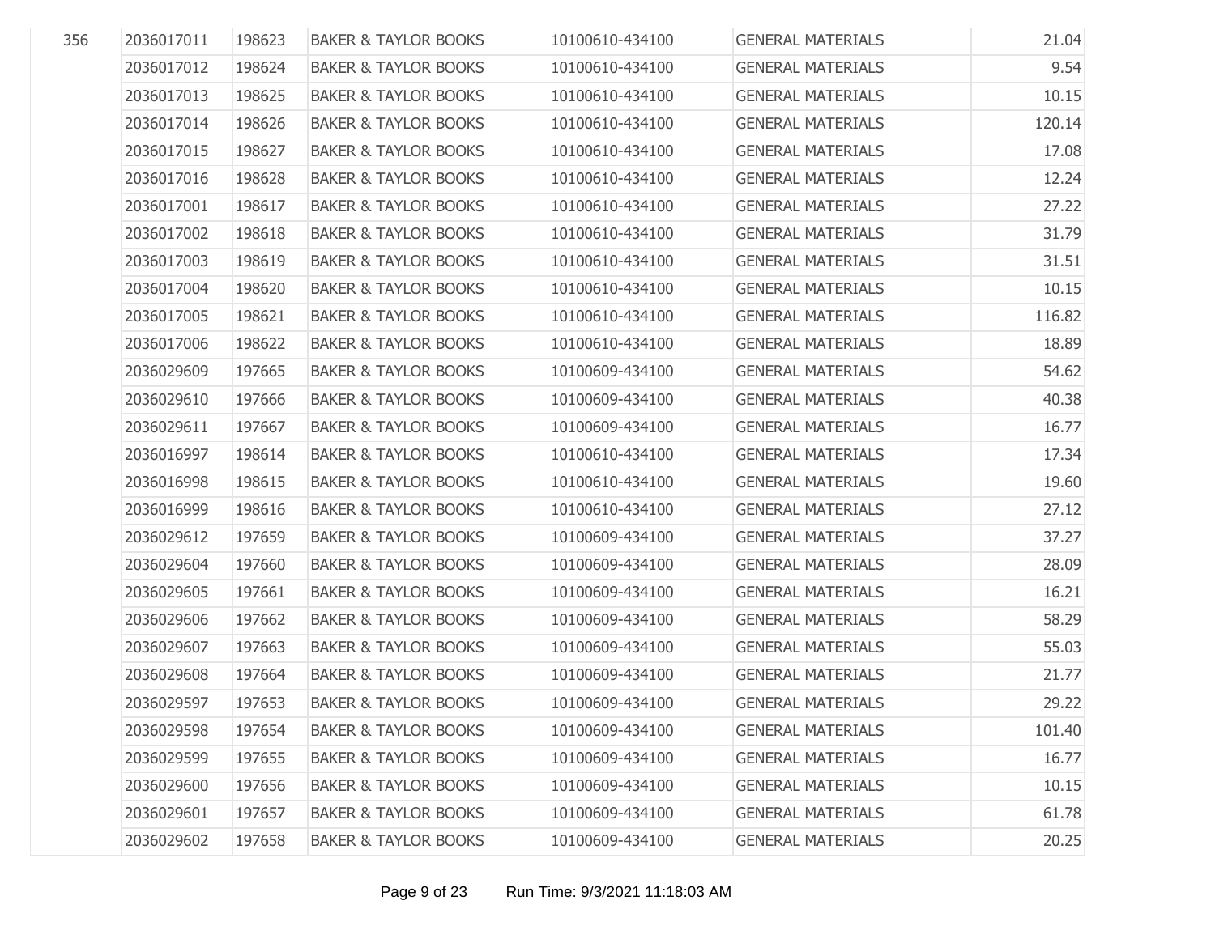| | | | | | | |
|---|---|---|---|---|---|---|
| 356 | 2036017011 | 198623 | BAKER & TAYLOR BOOKS | 10100610-434100 | GENERAL MATERIALS | 21.04 |
| | 2036017012 | 198624 | BAKER & TAYLOR BOOKS | 10100610-434100 | GENERAL MATERIALS | 9.54 |
| | 2036017013 | 198625 | BAKER & TAYLOR BOOKS | 10100610-434100 | GENERAL MATERIALS | 10.15 |
| | 2036017014 | 198626 | BAKER & TAYLOR BOOKS | 10100610-434100 | GENERAL MATERIALS | 120.14 |
| | 2036017015 | 198627 | BAKER & TAYLOR BOOKS | 10100610-434100 | GENERAL MATERIALS | 17.08 |
| | 2036017016 | 198628 | BAKER & TAYLOR BOOKS | 10100610-434100 | GENERAL MATERIALS | 12.24 |
| | 2036017001 | 198617 | BAKER & TAYLOR BOOKS | 10100610-434100 | GENERAL MATERIALS | 27.22 |
| | 2036017002 | 198618 | BAKER & TAYLOR BOOKS | 10100610-434100 | GENERAL MATERIALS | 31.79 |
| | 2036017003 | 198619 | BAKER & TAYLOR BOOKS | 10100610-434100 | GENERAL MATERIALS | 31.51 |
| | 2036017004 | 198620 | BAKER & TAYLOR BOOKS | 10100610-434100 | GENERAL MATERIALS | 10.15 |
| | 2036017005 | 198621 | BAKER & TAYLOR BOOKS | 10100610-434100 | GENERAL MATERIALS | 116.82 |
| | 2036017006 | 198622 | BAKER & TAYLOR BOOKS | 10100610-434100 | GENERAL MATERIALS | 18.89 |
| | 2036029609 | 197665 | BAKER & TAYLOR BOOKS | 10100609-434100 | GENERAL MATERIALS | 54.62 |
| | 2036029610 | 197666 | BAKER & TAYLOR BOOKS | 10100609-434100 | GENERAL MATERIALS | 40.38 |
| | 2036029611 | 197667 | BAKER & TAYLOR BOOKS | 10100609-434100 | GENERAL MATERIALS | 16.77 |
| | 2036016997 | 198614 | BAKER & TAYLOR BOOKS | 10100610-434100 | GENERAL MATERIALS | 17.34 |
| | 2036016998 | 198615 | BAKER & TAYLOR BOOKS | 10100610-434100 | GENERAL MATERIALS | 19.60 |
| | 2036016999 | 198616 | BAKER & TAYLOR BOOKS | 10100610-434100 | GENERAL MATERIALS | 27.12 |
| | 2036029612 | 197659 | BAKER & TAYLOR BOOKS | 10100609-434100 | GENERAL MATERIALS | 37.27 |
| | 2036029604 | 197660 | BAKER & TAYLOR BOOKS | 10100609-434100 | GENERAL MATERIALS | 28.09 |
| | 2036029605 | 197661 | BAKER & TAYLOR BOOKS | 10100609-434100 | GENERAL MATERIALS | 16.21 |
| | 2036029606 | 197662 | BAKER & TAYLOR BOOKS | 10100609-434100 | GENERAL MATERIALS | 58.29 |
| | 2036029607 | 197663 | BAKER & TAYLOR BOOKS | 10100609-434100 | GENERAL MATERIALS | 55.03 |
| | 2036029608 | 197664 | BAKER & TAYLOR BOOKS | 10100609-434100 | GENERAL MATERIALS | 21.77 |
| | 2036029597 | 197653 | BAKER & TAYLOR BOOKS | 10100609-434100 | GENERAL MATERIALS | 29.22 |
| | 2036029598 | 197654 | BAKER & TAYLOR BOOKS | 10100609-434100 | GENERAL MATERIALS | 101.40 |
| | 2036029599 | 197655 | BAKER & TAYLOR BOOKS | 10100609-434100 | GENERAL MATERIALS | 16.77 |
| | 2036029600 | 197656 | BAKER & TAYLOR BOOKS | 10100609-434100 | GENERAL MATERIALS | 10.15 |
| | 2036029601 | 197657 | BAKER & TAYLOR BOOKS | 10100609-434100 | GENERAL MATERIALS | 61.78 |
| | 2036029602 | 197658 | BAKER & TAYLOR BOOKS | 10100609-434100 | GENERAL MATERIALS | 20.25 |

Run Time: 9/3/2021 11:18:03 AM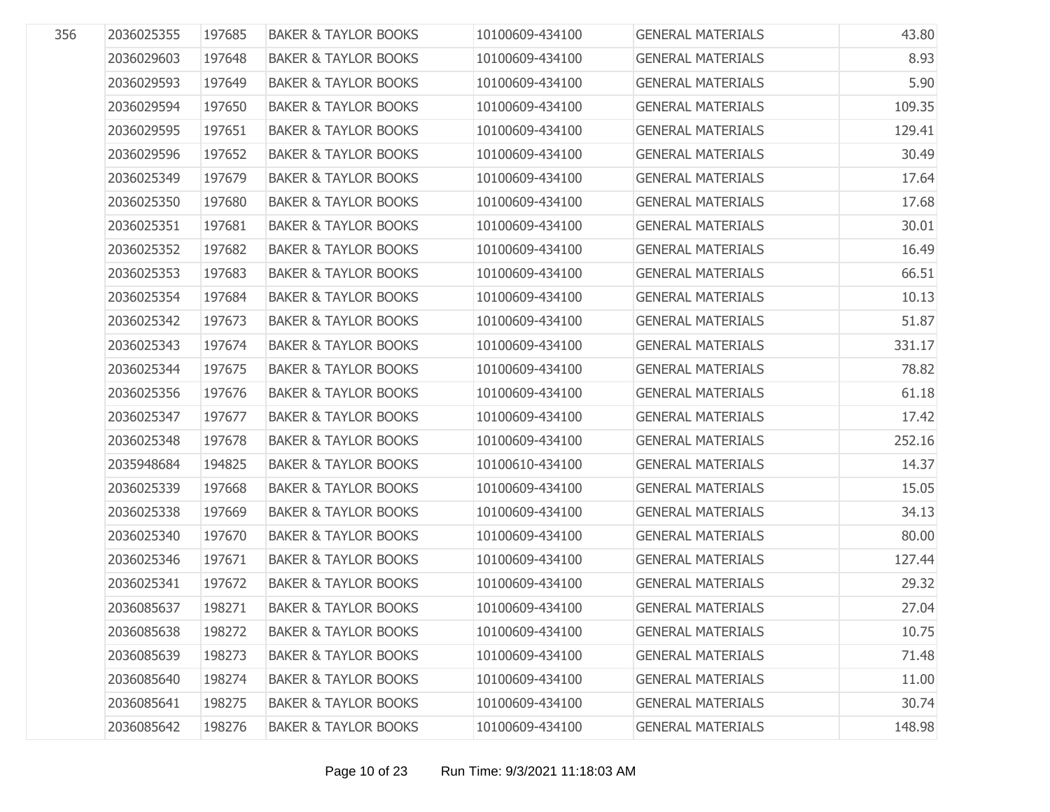| | | | | | | |
|---|---|---|---|---|---|---|
| 356 | 2036025355 | 197685 | BAKER & TAYLOR BOOKS | 10100609-434100 | GENERAL MATERIALS | 43.80 |
| | 2036029603 | 197648 | BAKER & TAYLOR BOOKS | 10100609-434100 | GENERAL MATERIALS | 8.93 |
| | 2036029593 | 197649 | BAKER & TAYLOR BOOKS | 10100609-434100 | GENERAL MATERIALS | 5.90 |
| | 2036029594 | 197650 | BAKER & TAYLOR BOOKS | 10100609-434100 | GENERAL MATERIALS | 109.35 |
| | 2036029595 | 197651 | BAKER & TAYLOR BOOKS | 10100609-434100 | GENERAL MATERIALS | 129.41 |
| | 2036029596 | 197652 | BAKER & TAYLOR BOOKS | 10100609-434100 | GENERAL MATERIALS | 30.49 |
| | 2036025349 | 197679 | BAKER & TAYLOR BOOKS | 10100609-434100 | GENERAL MATERIALS | 17.64 |
| | 2036025350 | 197680 | BAKER & TAYLOR BOOKS | 10100609-434100 | GENERAL MATERIALS | 17.68 |
| | 2036025351 | 197681 | BAKER & TAYLOR BOOKS | 10100609-434100 | GENERAL MATERIALS | 30.01 |
| | 2036025352 | 197682 | BAKER & TAYLOR BOOKS | 10100609-434100 | GENERAL MATERIALS | 16.49 |
| | 2036025353 | 197683 | BAKER & TAYLOR BOOKS | 10100609-434100 | GENERAL MATERIALS | 66.51 |
| | 2036025354 | 197684 | BAKER & TAYLOR BOOKS | 10100609-434100 | GENERAL MATERIALS | 10.13 |
| | 2036025342 | 197673 | BAKER & TAYLOR BOOKS | 10100609-434100 | GENERAL MATERIALS | 51.87 |
| | 2036025343 | 197674 | BAKER & TAYLOR BOOKS | 10100609-434100 | GENERAL MATERIALS | 331.17 |
| | 2036025344 | 197675 | BAKER & TAYLOR BOOKS | 10100609-434100 | GENERAL MATERIALS | 78.82 |
| | 2036025356 | 197676 | BAKER & TAYLOR BOOKS | 10100609-434100 | GENERAL MATERIALS | 61.18 |
| | 2036025347 | 197677 | BAKER & TAYLOR BOOKS | 10100609-434100 | GENERAL MATERIALS | 17.42 |
| | 2036025348 | 197678 | BAKER & TAYLOR BOOKS | 10100609-434100 | GENERAL MATERIALS | 252.16 |
| | 2035948684 | 194825 | BAKER & TAYLOR BOOKS | 10100610-434100 | GENERAL MATERIALS | 14.37 |
| | 2036025339 | 197668 | BAKER & TAYLOR BOOKS | 10100609-434100 | GENERAL MATERIALS | 15.05 |
| | 2036025338 | 197669 | BAKER & TAYLOR BOOKS | 10100609-434100 | GENERAL MATERIALS | 34.13 |
| | 2036025340 | 197670 | BAKER & TAYLOR BOOKS | 10100609-434100 | GENERAL MATERIALS | 80.00 |
| | 2036025346 | 197671 | BAKER & TAYLOR BOOKS | 10100609-434100 | GENERAL MATERIALS | 127.44 |
| | 2036025341 | 197672 | BAKER & TAYLOR BOOKS | 10100609-434100 | GENERAL MATERIALS | 29.32 |
| | 2036085637 | 198271 | BAKER & TAYLOR BOOKS | 10100609-434100 | GENERAL MATERIALS | 27.04 |
| | 2036085638 | 198272 | BAKER & TAYLOR BOOKS | 10100609-434100 | GENERAL MATERIALS | 10.75 |
| | 2036085639 | 198273 | BAKER & TAYLOR BOOKS | 10100609-434100 | GENERAL MATERIALS | 71.48 |
| | 2036085640 | 198274 | BAKER & TAYLOR BOOKS | 10100609-434100 | GENERAL MATERIALS | 11.00 |
| | 2036085641 | 198275 | BAKER & TAYLOR BOOKS | 10100609-434100 | GENERAL MATERIALS | 30.74 |
| | 2036085642 | 198276 | BAKER & TAYLOR BOOKS | 10100609-434100 | GENERAL MATERIALS | 148.98 |

Run Time: 9/3/2021 11:18:03 AM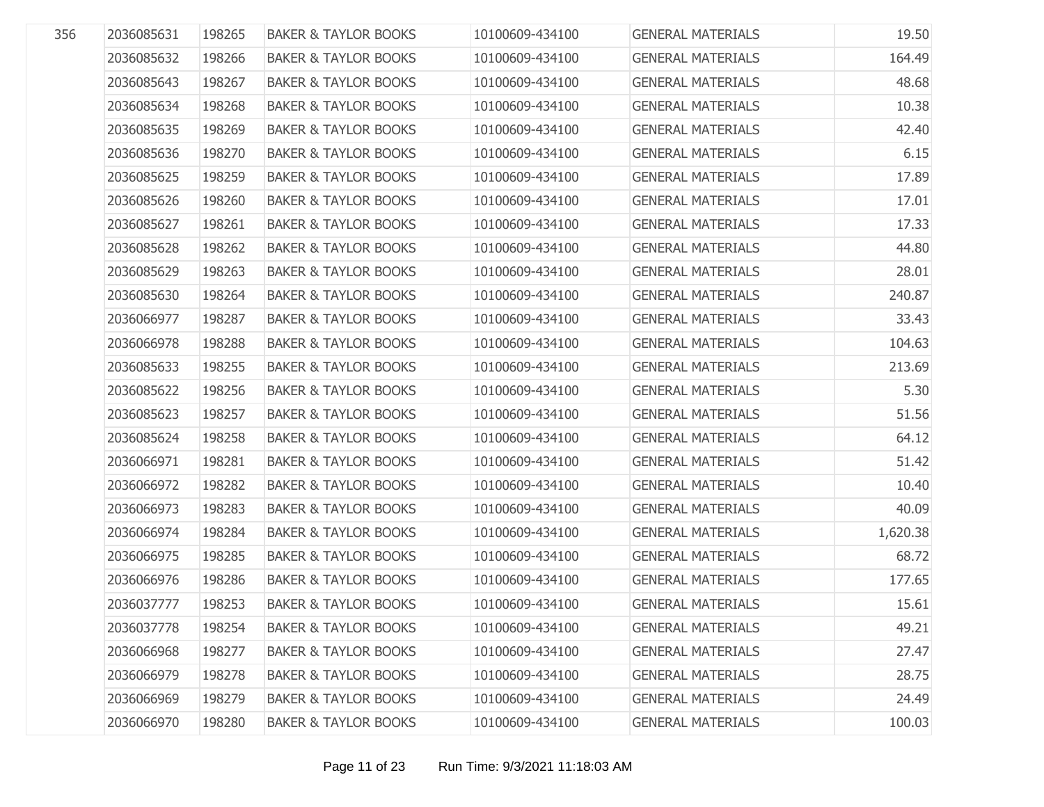| | | | | | | |
|---|---|---|---|---|---|---|
| 356 | 2036085631 | 198265 | BAKER & TAYLOR BOOKS | 10100609-434100 | GENERAL MATERIALS | 19.50 |
| | 2036085632 | 198266 | BAKER & TAYLOR BOOKS | 10100609-434100 | GENERAL MATERIALS | 164.49 |
| | 2036085643 | 198267 | BAKER & TAYLOR BOOKS | 10100609-434100 | GENERAL MATERIALS | 48.68 |
| | 2036085634 | 198268 | BAKER & TAYLOR BOOKS | 10100609-434100 | GENERAL MATERIALS | 10.38 |
| | 2036085635 | 198269 | BAKER & TAYLOR BOOKS | 10100609-434100 | GENERAL MATERIALS | 42.40 |
| | 2036085636 | 198270 | BAKER & TAYLOR BOOKS | 10100609-434100 | GENERAL MATERIALS | 6.15 |
| | 2036085625 | 198259 | BAKER & TAYLOR BOOKS | 10100609-434100 | GENERAL MATERIALS | 17.89 |
| | 2036085626 | 198260 | BAKER & TAYLOR BOOKS | 10100609-434100 | GENERAL MATERIALS | 17.01 |
| | 2036085627 | 198261 | BAKER & TAYLOR BOOKS | 10100609-434100 | GENERAL MATERIALS | 17.33 |
| | 2036085628 | 198262 | BAKER & TAYLOR BOOKS | 10100609-434100 | GENERAL MATERIALS | 44.80 |
| | 2036085629 | 198263 | BAKER & TAYLOR BOOKS | 10100609-434100 | GENERAL MATERIALS | 28.01 |
| | 2036085630 | 198264 | BAKER & TAYLOR BOOKS | 10100609-434100 | GENERAL MATERIALS | 240.87 |
| | 2036066977 | 198287 | BAKER & TAYLOR BOOKS | 10100609-434100 | GENERAL MATERIALS | 33.43 |
| | 2036066978 | 198288 | BAKER & TAYLOR BOOKS | 10100609-434100 | GENERAL MATERIALS | 104.63 |
| | 2036085633 | 198255 | BAKER & TAYLOR BOOKS | 10100609-434100 | GENERAL MATERIALS | 213.69 |
| | 2036085622 | 198256 | BAKER & TAYLOR BOOKS | 10100609-434100 | GENERAL MATERIALS | 5.30 |
| | 2036085623 | 198257 | BAKER & TAYLOR BOOKS | 10100609-434100 | GENERAL MATERIALS | 51.56 |
| | 2036085624 | 198258 | BAKER & TAYLOR BOOKS | 10100609-434100 | GENERAL MATERIALS | 64.12 |
| | 2036066971 | 198281 | BAKER & TAYLOR BOOKS | 10100609-434100 | GENERAL MATERIALS | 51.42 |
| | 2036066972 | 198282 | BAKER & TAYLOR BOOKS | 10100609-434100 | GENERAL MATERIALS | 10.40 |
| | 2036066973 | 198283 | BAKER & TAYLOR BOOKS | 10100609-434100 | GENERAL MATERIALS | 40.09 |
| | 2036066974 | 198284 | BAKER & TAYLOR BOOKS | 10100609-434100 | GENERAL MATERIALS | 1,620.38 |
| | 2036066975 | 198285 | BAKER & TAYLOR BOOKS | 10100609-434100 | GENERAL MATERIALS | 68.72 |
| | 2036066976 | 198286 | BAKER & TAYLOR BOOKS | 10100609-434100 | GENERAL MATERIALS | 177.65 |
| | 2036037777 | 198253 | BAKER & TAYLOR BOOKS | 10100609-434100 | GENERAL MATERIALS | 15.61 |
| | 2036037778 | 198254 | BAKER & TAYLOR BOOKS | 10100609-434100 | GENERAL MATERIALS | 49.21 |
| | 2036066968 | 198277 | BAKER & TAYLOR BOOKS | 10100609-434100 | GENERAL MATERIALS | 27.47 |
| | 2036066979 | 198278 | BAKER & TAYLOR BOOKS | 10100609-434100 | GENERAL MATERIALS | 28.75 |
| | 2036066969 | 198279 | BAKER & TAYLOR BOOKS | 10100609-434100 | GENERAL MATERIALS | 24.49 |
| | 2036066970 | 198280 | BAKER & TAYLOR BOOKS | 10100609-434100 | GENERAL MATERIALS | 100.03 |

Run Time: 9/3/2021 11:18:03 AM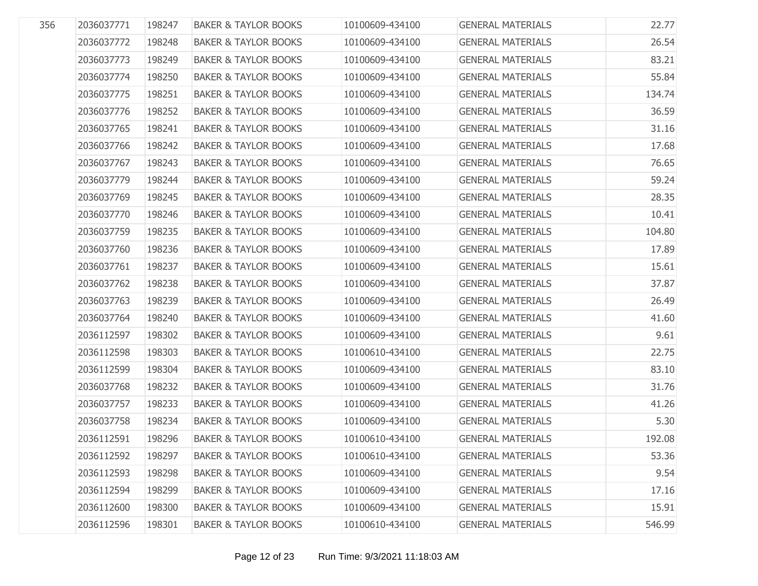| | | | | | | |
|---|---|---|---|---|---|---|
| 356 | 2036037771 | 198247 | BAKER & TAYLOR BOOKS | 10100609-434100 | GENERAL MATERIALS | 22.77 |
| | 2036037772 | 198248 | BAKER & TAYLOR BOOKS | 10100609-434100 | GENERAL MATERIALS | 26.54 |
| | 2036037773 | 198249 | BAKER & TAYLOR BOOKS | 10100609-434100 | GENERAL MATERIALS | 83.21 |
| | 2036037774 | 198250 | BAKER & TAYLOR BOOKS | 10100609-434100 | GENERAL MATERIALS | 55.84 |
| | 2036037775 | 198251 | BAKER & TAYLOR BOOKS | 10100609-434100 | GENERAL MATERIALS | 134.74 |
| | 2036037776 | 198252 | BAKER & TAYLOR BOOKS | 10100609-434100 | GENERAL MATERIALS | 36.59 |
| | 2036037765 | 198241 | BAKER & TAYLOR BOOKS | 10100609-434100 | GENERAL MATERIALS | 31.16 |
| | 2036037766 | 198242 | BAKER & TAYLOR BOOKS | 10100609-434100 | GENERAL MATERIALS | 17.68 |
| | 2036037767 | 198243 | BAKER & TAYLOR BOOKS | 10100609-434100 | GENERAL MATERIALS | 76.65 |
| | 2036037779 | 198244 | BAKER & TAYLOR BOOKS | 10100609-434100 | GENERAL MATERIALS | 59.24 |
| | 2036037769 | 198245 | BAKER & TAYLOR BOOKS | 10100609-434100 | GENERAL MATERIALS | 28.35 |
| | 2036037770 | 198246 | BAKER & TAYLOR BOOKS | 10100609-434100 | GENERAL MATERIALS | 10.41 |
| | 2036037759 | 198235 | BAKER & TAYLOR BOOKS | 10100609-434100 | GENERAL MATERIALS | 104.80 |
| | 2036037760 | 198236 | BAKER & TAYLOR BOOKS | 10100609-434100 | GENERAL MATERIALS | 17.89 |
| | 2036037761 | 198237 | BAKER & TAYLOR BOOKS | 10100609-434100 | GENERAL MATERIALS | 15.61 |
| | 2036037762 | 198238 | BAKER & TAYLOR BOOKS | 10100609-434100 | GENERAL MATERIALS | 37.87 |
| | 2036037763 | 198239 | BAKER & TAYLOR BOOKS | 10100609-434100 | GENERAL MATERIALS | 26.49 |
| | 2036037764 | 198240 | BAKER & TAYLOR BOOKS | 10100609-434100 | GENERAL MATERIALS | 41.60 |
| | 2036112597 | 198302 | BAKER & TAYLOR BOOKS | 10100609-434100 | GENERAL MATERIALS | 9.61 |
| | 2036112598 | 198303 | BAKER & TAYLOR BOOKS | 10100610-434100 | GENERAL MATERIALS | 22.75 |
| | 2036112599 | 198304 | BAKER & TAYLOR BOOKS | 10100609-434100 | GENERAL MATERIALS | 83.10 |
| | 2036037768 | 198232 | BAKER & TAYLOR BOOKS | 10100609-434100 | GENERAL MATERIALS | 31.76 |
| | 2036037757 | 198233 | BAKER & TAYLOR BOOKS | 10100609-434100 | GENERAL MATERIALS | 41.26 |
| | 2036037758 | 198234 | BAKER & TAYLOR BOOKS | 10100609-434100 | GENERAL MATERIALS | 5.30 |
| | 2036112591 | 198296 | BAKER & TAYLOR BOOKS | 10100610-434100 | GENERAL MATERIALS | 192.08 |
| | 2036112592 | 198297 | BAKER & TAYLOR BOOKS | 10100610-434100 | GENERAL MATERIALS | 53.36 |
| | 2036112593 | 198298 | BAKER & TAYLOR BOOKS | 10100609-434100 | GENERAL MATERIALS | 9.54 |
| | 2036112594 | 198299 | BAKER & TAYLOR BOOKS | 10100609-434100 | GENERAL MATERIALS | 17.16 |
| | 2036112600 | 198300 | BAKER & TAYLOR BOOKS | 10100609-434100 | GENERAL MATERIALS | 15.91 |
| | 2036112596 | 198301 | BAKER & TAYLOR BOOKS | 10100610-434100 | GENERAL MATERIALS | 546.99 |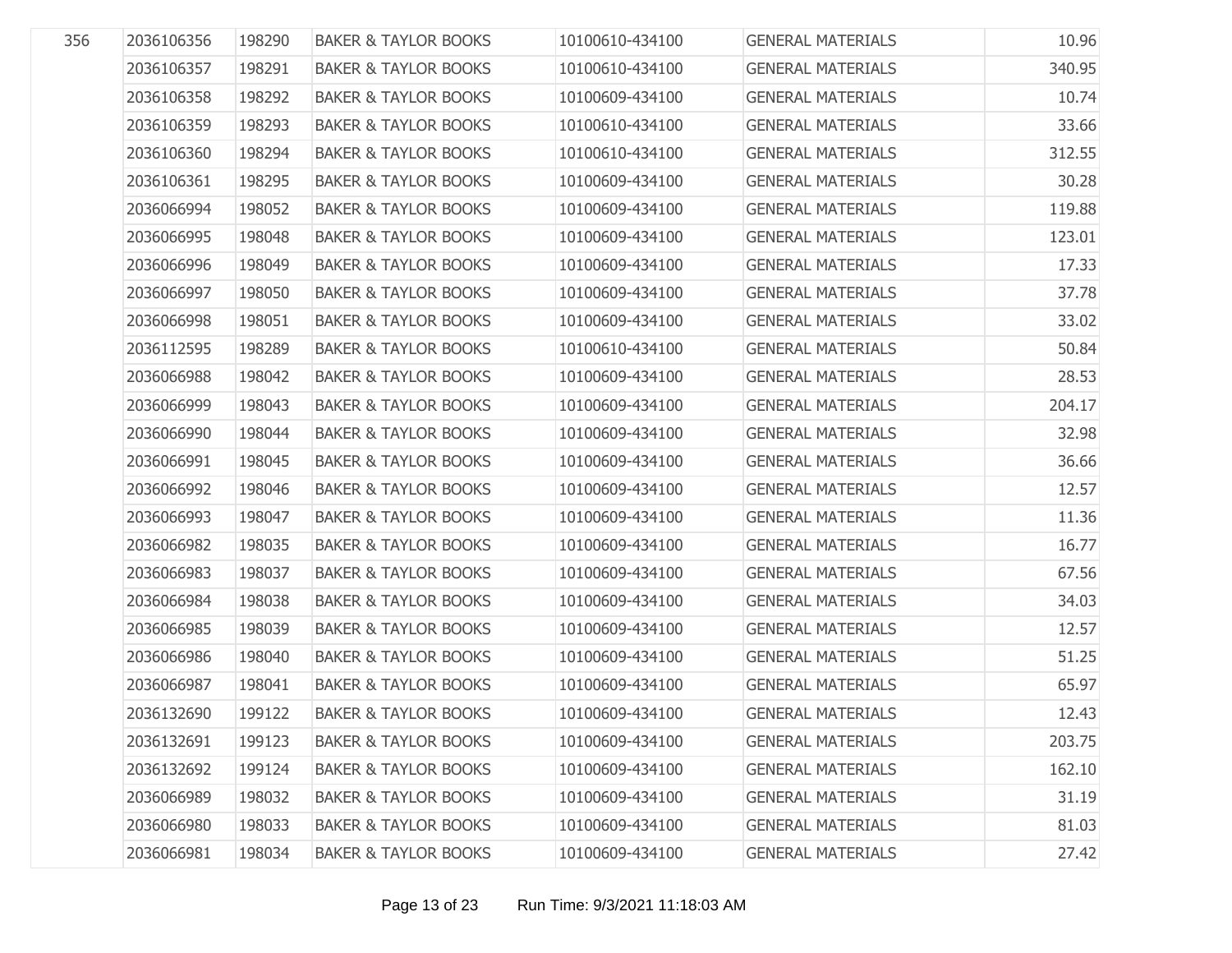| 356 | 2036106356 | 198290 | BAKER & TAYLOR BOOKS | 10100610-434100 | GENERAL MATERIALS | 10.96 |
|---|---|---|---|---|---|---|
| | 2036106357 | 198291 | BAKER & TAYLOR BOOKS | 10100610-434100 | GENERAL MATERIALS | 340.95 |
| | 2036106358 | 198292 | BAKER & TAYLOR BOOKS | 10100609-434100 | GENERAL MATERIALS | 10.74 |
| | 2036106359 | 198293 | BAKER & TAYLOR BOOKS | 10100610-434100 | GENERAL MATERIALS | 33.66 |
| | 2036106360 | 198294 | BAKER & TAYLOR BOOKS | 10100610-434100 | GENERAL MATERIALS | 312.55 |
| | 2036106361 | 198295 | BAKER & TAYLOR BOOKS | 10100609-434100 | GENERAL MATERIALS | 30.28 |
| | 2036066994 | 198052 | BAKER & TAYLOR BOOKS | 10100609-434100 | GENERAL MATERIALS | 119.88 |
| | 2036066995 | 198048 | BAKER & TAYLOR BOOKS | 10100609-434100 | GENERAL MATERIALS | 123.01 |
| | 2036066996 | 198049 | BAKER & TAYLOR BOOKS | 10100609-434100 | GENERAL MATERIALS | 17.33 |
| | 2036066997 | 198050 | BAKER & TAYLOR BOOKS | 10100609-434100 | GENERAL MATERIALS | 37.78 |
| | 2036066998 | 198051 | BAKER & TAYLOR BOOKS | 10100609-434100 | GENERAL MATERIALS | 33.02 |
| | 2036112595 | 198289 | BAKER & TAYLOR BOOKS | 10100610-434100 | GENERAL MATERIALS | 50.84 |
| | 2036066988 | 198042 | BAKER & TAYLOR BOOKS | 10100609-434100 | GENERAL MATERIALS | 28.53 |
| | 2036066999 | 198043 | BAKER & TAYLOR BOOKS | 10100609-434100 | GENERAL MATERIALS | 204.17 |
| | 2036066990 | 198044 | BAKER & TAYLOR BOOKS | 10100609-434100 | GENERAL MATERIALS | 32.98 |
| | 2036066991 | 198045 | BAKER & TAYLOR BOOKS | 10100609-434100 | GENERAL MATERIALS | 36.66 |
| | 2036066992 | 198046 | BAKER & TAYLOR BOOKS | 10100609-434100 | GENERAL MATERIALS | 12.57 |
| | 2036066993 | 198047 | BAKER & TAYLOR BOOKS | 10100609-434100 | GENERAL MATERIALS | 11.36 |
| | 2036066982 | 198035 | BAKER & TAYLOR BOOKS | 10100609-434100 | GENERAL MATERIALS | 16.77 |
| | 2036066983 | 198037 | BAKER & TAYLOR BOOKS | 10100609-434100 | GENERAL MATERIALS | 67.56 |
| | 2036066984 | 198038 | BAKER & TAYLOR BOOKS | 10100609-434100 | GENERAL MATERIALS | 34.03 |
| | 2036066985 | 198039 | BAKER & TAYLOR BOOKS | 10100609-434100 | GENERAL MATERIALS | 12.57 |
| | 2036066986 | 198040 | BAKER & TAYLOR BOOKS | 10100609-434100 | GENERAL MATERIALS | 51.25 |
| | 2036066987 | 198041 | BAKER & TAYLOR BOOKS | 10100609-434100 | GENERAL MATERIALS | 65.97 |
| | 2036132690 | 199122 | BAKER & TAYLOR BOOKS | 10100609-434100 | GENERAL MATERIALS | 12.43 |
| | 2036132691 | 199123 | BAKER & TAYLOR BOOKS | 10100609-434100 | GENERAL MATERIALS | 203.75 |
| | 2036132692 | 199124 | BAKER & TAYLOR BOOKS | 10100609-434100 | GENERAL MATERIALS | 162.10 |
| | 2036066989 | 198032 | BAKER & TAYLOR BOOKS | 10100609-434100 | GENERAL MATERIALS | 31.19 |
| | 2036066980 | 198033 | BAKER & TAYLOR BOOKS | 10100609-434100 | GENERAL MATERIALS | 81.03 |
| | 2036066981 | 198034 | BAKER & TAYLOR BOOKS | 10100609-434100 | GENERAL MATERIALS | 27.42 |

Run Time: 9/3/2021 11:18:03 AM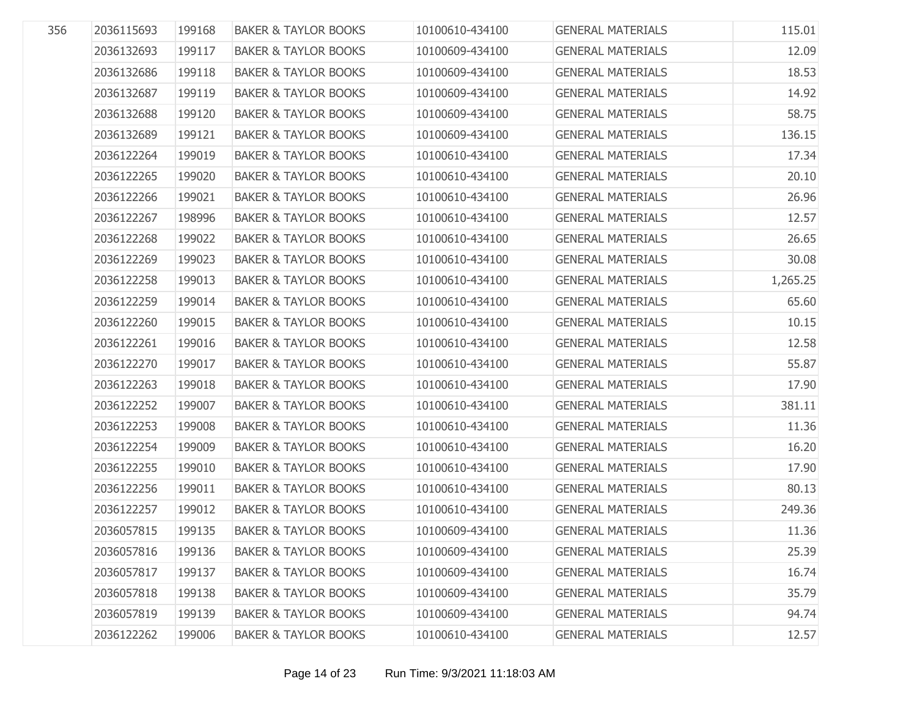| | | | | | | |
|---|---|---|---|---|---|---|
| 356 | 2036115693 | 199168 | BAKER & TAYLOR BOOKS | 10100610-434100 | GENERAL MATERIALS | 115.01 |
| | 2036132693 | 199117 | BAKER & TAYLOR BOOKS | 10100609-434100 | GENERAL MATERIALS | 12.09 |
| | 2036132686 | 199118 | BAKER & TAYLOR BOOKS | 10100609-434100 | GENERAL MATERIALS | 18.53 |
| | 2036132687 | 199119 | BAKER & TAYLOR BOOKS | 10100609-434100 | GENERAL MATERIALS | 14.92 |
| | 2036132688 | 199120 | BAKER & TAYLOR BOOKS | 10100609-434100 | GENERAL MATERIALS | 58.75 |
| | 2036132689 | 199121 | BAKER & TAYLOR BOOKS | 10100609-434100 | GENERAL MATERIALS | 136.15 |
| | 2036122264 | 199019 | BAKER & TAYLOR BOOKS | 10100610-434100 | GENERAL MATERIALS | 17.34 |
| | 2036122265 | 199020 | BAKER & TAYLOR BOOKS | 10100610-434100 | GENERAL MATERIALS | 20.10 |
| | 2036122266 | 199021 | BAKER & TAYLOR BOOKS | 10100610-434100 | GENERAL MATERIALS | 26.96 |
| | 2036122267 | 198996 | BAKER & TAYLOR BOOKS | 10100610-434100 | GENERAL MATERIALS | 12.57 |
| | 2036122268 | 199022 | BAKER & TAYLOR BOOKS | 10100610-434100 | GENERAL MATERIALS | 26.65 |
| | 2036122269 | 199023 | BAKER & TAYLOR BOOKS | 10100610-434100 | GENERAL MATERIALS | 30.08 |
| | 2036122258 | 199013 | BAKER & TAYLOR BOOKS | 10100610-434100 | GENERAL MATERIALS | 1,265.25 |
| | 2036122259 | 199014 | BAKER & TAYLOR BOOKS | 10100610-434100 | GENERAL MATERIALS | 65.60 |
| | 2036122260 | 199015 | BAKER & TAYLOR BOOKS | 10100610-434100 | GENERAL MATERIALS | 10.15 |
| | 2036122261 | 199016 | BAKER & TAYLOR BOOKS | 10100610-434100 | GENERAL MATERIALS | 12.58 |
| | 2036122270 | 199017 | BAKER & TAYLOR BOOKS | 10100610-434100 | GENERAL MATERIALS | 55.87 |
| | 2036122263 | 199018 | BAKER & TAYLOR BOOKS | 10100610-434100 | GENERAL MATERIALS | 17.90 |
| | 2036122252 | 199007 | BAKER & TAYLOR BOOKS | 10100610-434100 | GENERAL MATERIALS | 381.11 |
| | 2036122253 | 199008 | BAKER & TAYLOR BOOKS | 10100610-434100 | GENERAL MATERIALS | 11.36 |
| | 2036122254 | 199009 | BAKER & TAYLOR BOOKS | 10100610-434100 | GENERAL MATERIALS | 16.20 |
| | 2036122255 | 199010 | BAKER & TAYLOR BOOKS | 10100610-434100 | GENERAL MATERIALS | 17.90 |
| | 2036122256 | 199011 | BAKER & TAYLOR BOOKS | 10100610-434100 | GENERAL MATERIALS | 80.13 |
| | 2036122257 | 199012 | BAKER & TAYLOR BOOKS | 10100610-434100 | GENERAL MATERIALS | 249.36 |
| | 2036057815 | 199135 | BAKER & TAYLOR BOOKS | 10100609-434100 | GENERAL MATERIALS | 11.36 |
| | 2036057816 | 199136 | BAKER & TAYLOR BOOKS | 10100609-434100 | GENERAL MATERIALS | 25.39 |
| | 2036057817 | 199137 | BAKER & TAYLOR BOOKS | 10100609-434100 | GENERAL MATERIALS | 16.74 |
| | 2036057818 | 199138 | BAKER & TAYLOR BOOKS | 10100609-434100 | GENERAL MATERIALS | 35.79 |
| | 2036057819 | 199139 | BAKER & TAYLOR BOOKS | 10100609-434100 | GENERAL MATERIALS | 94.74 |
| | 2036122262 | 199006 | BAKER & TAYLOR BOOKS | 10100610-434100 | GENERAL MATERIALS | 12.57 |

Run Time: 9/3/2021 11:18:03 AM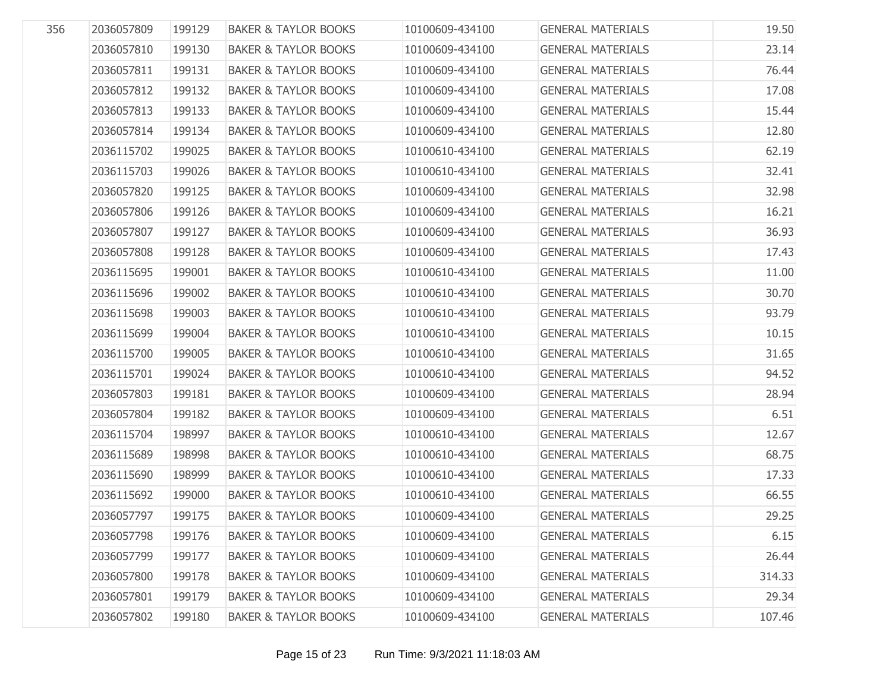| | | | | | | |
|---|---|---|---|---|---|---|
| 356 | 2036057809 | 199129 | BAKER & TAYLOR BOOKS | 10100609-434100 | GENERAL MATERIALS | 19.50 |
| | 2036057810 | 199130 | BAKER & TAYLOR BOOKS | 10100609-434100 | GENERAL MATERIALS | 23.14 |
| | 2036057811 | 199131 | BAKER & TAYLOR BOOKS | 10100609-434100 | GENERAL MATERIALS | 76.44 |
| | 2036057812 | 199132 | BAKER & TAYLOR BOOKS | 10100609-434100 | GENERAL MATERIALS | 17.08 |
| | 2036057813 | 199133 | BAKER & TAYLOR BOOKS | 10100609-434100 | GENERAL MATERIALS | 15.44 |
| | 2036057814 | 199134 | BAKER & TAYLOR BOOKS | 10100609-434100 | GENERAL MATERIALS | 12.80 |
| | 2036115702 | 199025 | BAKER & TAYLOR BOOKS | 10100610-434100 | GENERAL MATERIALS | 62.19 |
| | 2036115703 | 199026 | BAKER & TAYLOR BOOKS | 10100610-434100 | GENERAL MATERIALS | 32.41 |
| | 2036057820 | 199125 | BAKER & TAYLOR BOOKS | 10100609-434100 | GENERAL MATERIALS | 32.98 |
| | 2036057806 | 199126 | BAKER & TAYLOR BOOKS | 10100609-434100 | GENERAL MATERIALS | 16.21 |
| | 2036057807 | 199127 | BAKER & TAYLOR BOOKS | 10100609-434100 | GENERAL MATERIALS | 36.93 |
| | 2036057808 | 199128 | BAKER & TAYLOR BOOKS | 10100609-434100 | GENERAL MATERIALS | 17.43 |
| | 2036115695 | 199001 | BAKER & TAYLOR BOOKS | 10100610-434100 | GENERAL MATERIALS | 11.00 |
| | 2036115696 | 199002 | BAKER & TAYLOR BOOKS | 10100610-434100 | GENERAL MATERIALS | 30.70 |
| | 2036115698 | 199003 | BAKER & TAYLOR BOOKS | 10100610-434100 | GENERAL MATERIALS | 93.79 |
| | 2036115699 | 199004 | BAKER & TAYLOR BOOKS | 10100610-434100 | GENERAL MATERIALS | 10.15 |
| | 2036115700 | 199005 | BAKER & TAYLOR BOOKS | 10100610-434100 | GENERAL MATERIALS | 31.65 |
| | 2036115701 | 199024 | BAKER & TAYLOR BOOKS | 10100610-434100 | GENERAL MATERIALS | 94.52 |
| | 2036057803 | 199181 | BAKER & TAYLOR BOOKS | 10100609-434100 | GENERAL MATERIALS | 28.94 |
| | 2036057804 | 199182 | BAKER & TAYLOR BOOKS | 10100609-434100 | GENERAL MATERIALS | 6.51 |
| | 2036115704 | 198997 | BAKER & TAYLOR BOOKS | 10100610-434100 | GENERAL MATERIALS | 12.67 |
| | 2036115689 | 198998 | BAKER & TAYLOR BOOKS | 10100610-434100 | GENERAL MATERIALS | 68.75 |
| | 2036115690 | 198999 | BAKER & TAYLOR BOOKS | 10100610-434100 | GENERAL MATERIALS | 17.33 |
| | 2036115692 | 199000 | BAKER & TAYLOR BOOKS | 10100610-434100 | GENERAL MATERIALS | 66.55 |
| | 2036057797 | 199175 | BAKER & TAYLOR BOOKS | 10100609-434100 | GENERAL MATERIALS | 29.25 |
| | 2036057798 | 199176 | BAKER & TAYLOR BOOKS | 10100609-434100 | GENERAL MATERIALS | 6.15 |
| | 2036057799 | 199177 | BAKER & TAYLOR BOOKS | 10100609-434100 | GENERAL MATERIALS | 26.44 |
| | 2036057800 | 199178 | BAKER & TAYLOR BOOKS | 10100609-434100 | GENERAL MATERIALS | 314.33 |
| | 2036057801 | 199179 | BAKER & TAYLOR BOOKS | 10100609-434100 | GENERAL MATERIALS | 29.34 |
| | 2036057802 | 199180 | BAKER & TAYLOR BOOKS | 10100609-434100 | GENERAL MATERIALS | 107.46 |

Run Time: 9/3/2021 11:18:03 AM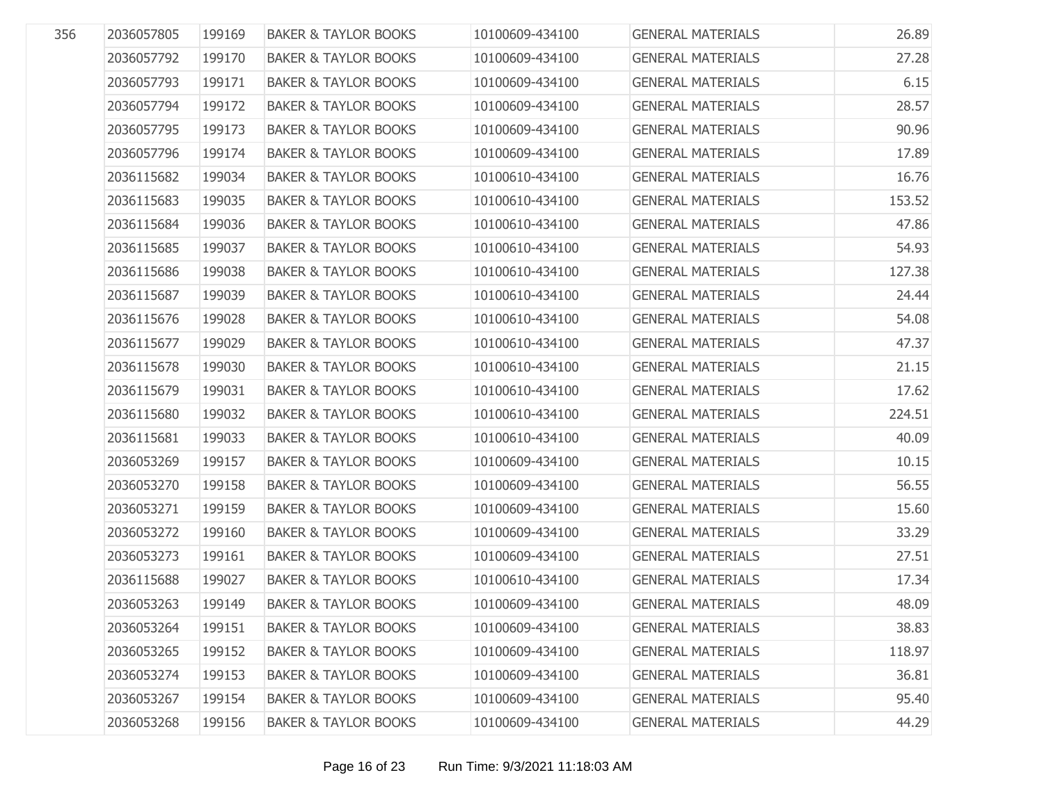| | | | | | | |
|---|---|---|---|---|---|---|
| 356 | 2036057805 | 199169 | BAKER & TAYLOR BOOKS | 10100609-434100 | GENERAL MATERIALS | 26.89 |
| | 2036057792 | 199170 | BAKER & TAYLOR BOOKS | 10100609-434100 | GENERAL MATERIALS | 27.28 |
| | 2036057793 | 199171 | BAKER & TAYLOR BOOKS | 10100609-434100 | GENERAL MATERIALS | 6.15 |
| | 2036057794 | 199172 | BAKER & TAYLOR BOOKS | 10100609-434100 | GENERAL MATERIALS | 28.57 |
| | 2036057795 | 199173 | BAKER & TAYLOR BOOKS | 10100609-434100 | GENERAL MATERIALS | 90.96 |
| | 2036057796 | 199174 | BAKER & TAYLOR BOOKS | 10100609-434100 | GENERAL MATERIALS | 17.89 |
| | 2036115682 | 199034 | BAKER & TAYLOR BOOKS | 10100610-434100 | GENERAL MATERIALS | 16.76 |
| | 2036115683 | 199035 | BAKER & TAYLOR BOOKS | 10100610-434100 | GENERAL MATERIALS | 153.52 |
| | 2036115684 | 199036 | BAKER & TAYLOR BOOKS | 10100610-434100 | GENERAL MATERIALS | 47.86 |
| | 2036115685 | 199037 | BAKER & TAYLOR BOOKS | 10100610-434100 | GENERAL MATERIALS | 54.93 |
| | 2036115686 | 199038 | BAKER & TAYLOR BOOKS | 10100610-434100 | GENERAL MATERIALS | 127.38 |
| | 2036115687 | 199039 | BAKER & TAYLOR BOOKS | 10100610-434100 | GENERAL MATERIALS | 24.44 |
| | 2036115676 | 199028 | BAKER & TAYLOR BOOKS | 10100610-434100 | GENERAL MATERIALS | 54.08 |
| | 2036115677 | 199029 | BAKER & TAYLOR BOOKS | 10100610-434100 | GENERAL MATERIALS | 47.37 |
| | 2036115678 | 199030 | BAKER & TAYLOR BOOKS | 10100610-434100 | GENERAL MATERIALS | 21.15 |
| | 2036115679 | 199031 | BAKER & TAYLOR BOOKS | 10100610-434100 | GENERAL MATERIALS | 17.62 |
| | 2036115680 | 199032 | BAKER & TAYLOR BOOKS | 10100610-434100 | GENERAL MATERIALS | 224.51 |
| | 2036115681 | 199033 | BAKER & TAYLOR BOOKS | 10100610-434100 | GENERAL MATERIALS | 40.09 |
| | 2036053269 | 199157 | BAKER & TAYLOR BOOKS | 10100609-434100 | GENERAL MATERIALS | 10.15 |
| | 2036053270 | 199158 | BAKER & TAYLOR BOOKS | 10100609-434100 | GENERAL MATERIALS | 56.55 |
| | 2036053271 | 199159 | BAKER & TAYLOR BOOKS | 10100609-434100 | GENERAL MATERIALS | 15.60 |
| | 2036053272 | 199160 | BAKER & TAYLOR BOOKS | 10100609-434100 | GENERAL MATERIALS | 33.29 |
| | 2036053273 | 199161 | BAKER & TAYLOR BOOKS | 10100609-434100 | GENERAL MATERIALS | 27.51 |
| | 2036115688 | 199027 | BAKER & TAYLOR BOOKS | 10100610-434100 | GENERAL MATERIALS | 17.34 |
| | 2036053263 | 199149 | BAKER & TAYLOR BOOKS | 10100609-434100 | GENERAL MATERIALS | 48.09 |
| | 2036053264 | 199151 | BAKER & TAYLOR BOOKS | 10100609-434100 | GENERAL MATERIALS | 38.83 |
| | 2036053265 | 199152 | BAKER & TAYLOR BOOKS | 10100609-434100 | GENERAL MATERIALS | 118.97 |
| | 2036053274 | 199153 | BAKER & TAYLOR BOOKS | 10100609-434100 | GENERAL MATERIALS | 36.81 |
| | 2036053267 | 199154 | BAKER & TAYLOR BOOKS | 10100609-434100 | GENERAL MATERIALS | 95.40 |
| | 2036053268 | 199156 | BAKER & TAYLOR BOOKS | 10100609-434100 | GENERAL MATERIALS | 44.29 |

Run Time: 9/3/2021 11:18:03 AM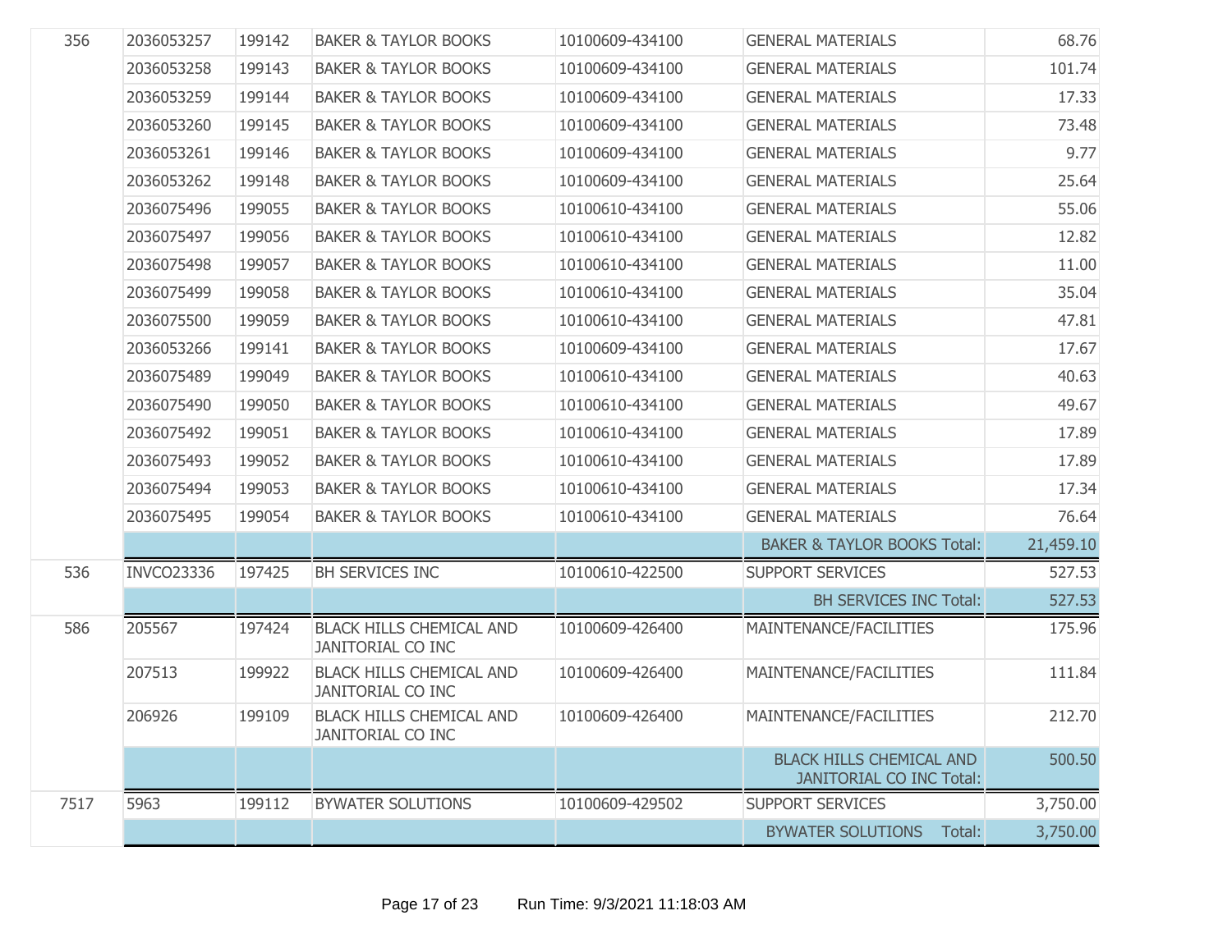| | | | | | | |
|---|---|---|---|---|---|---|
| 356 | 2036053257 | 199142 | BAKER & TAYLOR BOOKS | 10100609-434100 | GENERAL MATERIALS | 68.76 |
| | 2036053258 | 199143 | BAKER & TAYLOR BOOKS | 10100609-434100 | GENERAL MATERIALS | 101.74 |
| | 2036053259 | 199144 | BAKER & TAYLOR BOOKS | 10100609-434100 | GENERAL MATERIALS | 17.33 |
| | 2036053260 | 199145 | BAKER & TAYLOR BOOKS | 10100609-434100 | GENERAL MATERIALS | 73.48 |
| | 2036053261 | 199146 | BAKER & TAYLOR BOOKS | 10100609-434100 | GENERAL MATERIALS | 9.77 |
| | 2036053262 | 199148 | BAKER & TAYLOR BOOKS | 10100609-434100 | GENERAL MATERIALS | 25.64 |
| | 2036075496 | 199055 | BAKER & TAYLOR BOOKS | 10100610-434100 | GENERAL MATERIALS | 55.06 |
| | 2036075497 | 199056 | BAKER & TAYLOR BOOKS | 10100610-434100 | GENERAL MATERIALS | 12.82 |
| | 2036075498 | 199057 | BAKER & TAYLOR BOOKS | 10100610-434100 | GENERAL MATERIALS | 11.00 |
| | 2036075499 | 199058 | BAKER & TAYLOR BOOKS | 10100610-434100 | GENERAL MATERIALS | 35.04 |
| | 2036075500 | 199059 | BAKER & TAYLOR BOOKS | 10100610-434100 | GENERAL MATERIALS | 47.81 |
| | 2036053266 | 199141 | BAKER & TAYLOR BOOKS | 10100609-434100 | GENERAL MATERIALS | 17.67 |
| | 2036075489 | 199049 | BAKER & TAYLOR BOOKS | 10100610-434100 | GENERAL MATERIALS | 40.63 |
| | 2036075490 | 199050 | BAKER & TAYLOR BOOKS | 10100610-434100 | GENERAL MATERIALS | 49.67 |
| | 2036075492 | 199051 | BAKER & TAYLOR BOOKS | 10100610-434100 | GENERAL MATERIALS | 17.89 |
| | 2036075493 | 199052 | BAKER & TAYLOR BOOKS | 10100610-434100 | GENERAL MATERIALS | 17.89 |
| | 2036075494 | 199053 | BAKER & TAYLOR BOOKS | 10100610-434100 | GENERAL MATERIALS | 17.34 |
| | 2036075495 | 199054 | BAKER & TAYLOR BOOKS | 10100610-434100 | GENERAL MATERIALS | 76.64 |
| | | | | | BAKER & TAYLOR BOOKS Total: | 21,459.10 |
| 536 | INVCO23336 | 197425 | BH SERVICES INC | 10100610-422500 | SUPPORT SERVICES | 527.53 |
| | | | | | BH SERVICES INC Total: | 527.53 |
| 586 | 205567 | 197424 | BLACK HILLS CHEMICAL AND JANITORIAL CO INC | 10100609-426400 | MAINTENANCE/FACILITIES | 175.96 |
| | 207513 | 199922 | BLACK HILLS CHEMICAL AND JANITORIAL CO INC | 10100609-426400 | MAINTENANCE/FACILITIES | 111.84 |
| | 206926 | 199109 | BLACK HILLS CHEMICAL AND JANITORIAL CO INC | 10100609-426400 | MAINTENANCE/FACILITIES | 212.70 |
| | | | | | BLACK HILLS CHEMICAL AND JANITORIAL CO INC Total: | 500.50 |
| 7517 | 5963 | 199112 | BYWATER SOLUTIONS | 10100609-429502 | SUPPORT SERVICES | 3,750.00 |
| | | | | | BYWATER SOLUTIONS Total: | 3,750.00 |

Run Time: 9/3/2021 11:18:03 AM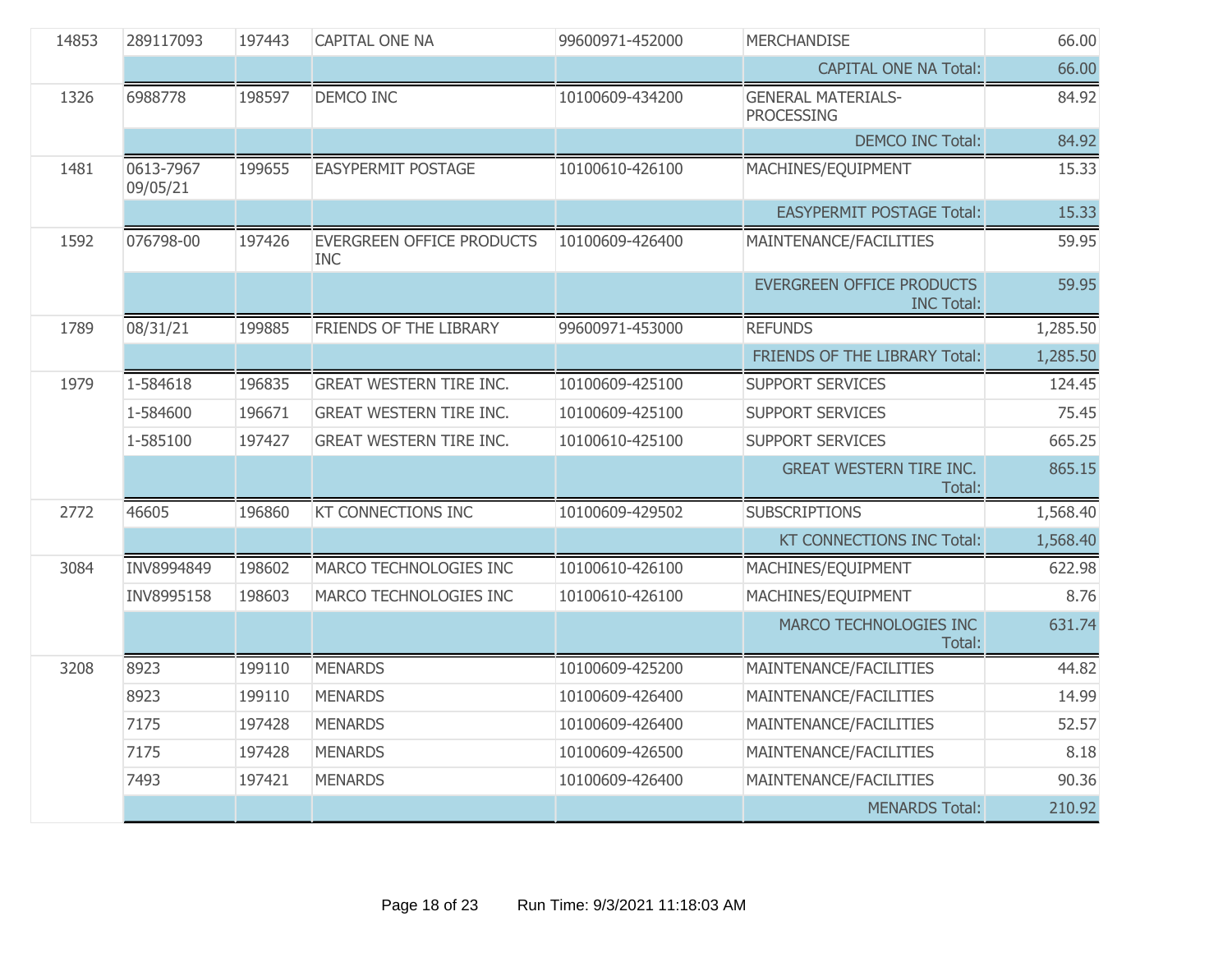| | | | | | | |
|---|---|---|---|---|---|---|
| 14853 | 289117093 | 197443 | CAPITAL ONE NA | 99600971-452000 | MERCHANDISE | 66.00 |
| | | | | | CAPITAL ONE NA Total: | 66.00 |
| 1326 | 6988778 | 198597 | DEMCO INC | 10100609-434200 | GENERAL MATERIALS-PROCESSING | 84.92 |
| | | | | | DEMCO INC Total: | 84.92 |
| 1481 | 0613-7967 09/05/21 | 199655 | EASYPERMIT POSTAGE | 10100610-426100 | MACHINES/EQUIPMENT | 15.33 |
| | | | | | EASYPERMIT POSTAGE Total: | 15.33 |
| 1592 | 076798-00 | 197426 | EVERGREEN OFFICE PRODUCTS INC | 10100609-426400 | MAINTENANCE/FACILITIES | 59.95 |
| | | | | | EVERGREEN OFFICE PRODUCTS INC Total: | 59.95 |
| 1789 | 08/31/21 | 199885 | FRIENDS OF THE LIBRARY | 99600971-453000 | REFUNDS | 1,285.50 |
| | | | | | FRIENDS OF THE LIBRARY Total: | 1,285.50 |
| 1979 | 1-584618 | 196835 | GREAT WESTERN TIRE INC. | 10100609-425100 | SUPPORT SERVICES | 124.45 |
| | 1-584600 | 196671 | GREAT WESTERN TIRE INC. | 10100609-425100 | SUPPORT SERVICES | 75.45 |
| | 1-585100 | 197427 | GREAT WESTERN TIRE INC. | 10100610-425100 | SUPPORT SERVICES | 665.25 |
| | | | | | GREAT WESTERN TIRE INC. Total: | 865.15 |
| 2772 | 46605 | 196860 | KT CONNECTIONS INC | 10100609-429502 | SUBSCRIPTIONS | 1,568.40 |
| | | | | | KT CONNECTIONS INC Total: | 1,568.40 |
| 3084 | INV8994849 | 198602 | MARCO TECHNOLOGIES INC | 10100610-426100 | MACHINES/EQUIPMENT | 622.98 |
| | INV8995158 | 198603 | MARCO TECHNOLOGIES INC | 10100610-426100 | MACHINES/EQUIPMENT | 8.76 |
| | | | | | MARCO TECHNOLOGIES INC Total: | 631.74 |
| 3208 | 8923 | 199110 | MENARDS | 10100609-425200 | MAINTENANCE/FACILITIES | 44.82 |
| | 8923 | 199110 | MENARDS | 10100609-426400 | MAINTENANCE/FACILITIES | 14.99 |
| | 7175 | 197428 | MENARDS | 10100609-426400 | MAINTENANCE/FACILITIES | 52.57 |
| | 7175 | 197428 | MENARDS | 10100609-426500 | MAINTENANCE/FACILITIES | 8.18 |
| | 7493 | 197421 | MENARDS | 10100609-426400 | MAINTENANCE/FACILITIES | 90.36 |
| | | | | | MENARDS Total: | 210.92 |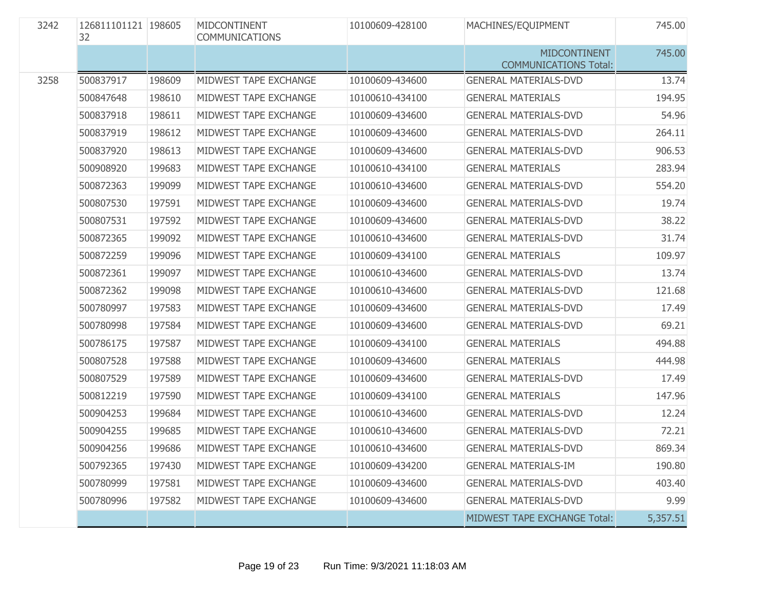| | | | | | | |
|---|---|---|---|---|---|---|
| 3242 | 12681110112132 | 198605 | MIDCONTINENT COMMUNICATIONS | 10100609-428100 | MACHINES/EQUIPMENT | 745.00 |
| | | | | | MIDCONTINENT COMMUNICATIONS Total: | 745.00 |
| 3258 | 500837917 | 198609 | MIDWEST TAPE EXCHANGE | 10100609-434600 | GENERAL MATERIALS-DVD | 13.74 |
| | 500847648 | 198610 | MIDWEST TAPE EXCHANGE | 10100610-434100 | GENERAL MATERIALS | 194.95 |
| | 500837918 | 198611 | MIDWEST TAPE EXCHANGE | 10100609-434600 | GENERAL MATERIALS-DVD | 54.96 |
| | 500837919 | 198612 | MIDWEST TAPE EXCHANGE | 10100609-434600 | GENERAL MATERIALS-DVD | 264.11 |
| | 500837920 | 198613 | MIDWEST TAPE EXCHANGE | 10100609-434600 | GENERAL MATERIALS-DVD | 906.53 |
| | 500908920 | 199683 | MIDWEST TAPE EXCHANGE | 10100610-434100 | GENERAL MATERIALS | 283.94 |
| | 500872363 | 199099 | MIDWEST TAPE EXCHANGE | 10100610-434600 | GENERAL MATERIALS-DVD | 554.20 |
| | 500807530 | 197591 | MIDWEST TAPE EXCHANGE | 10100609-434600 | GENERAL MATERIALS-DVD | 19.74 |
| | 500807531 | 197592 | MIDWEST TAPE EXCHANGE | 10100609-434600 | GENERAL MATERIALS-DVD | 38.22 |
| | 500872365 | 199092 | MIDWEST TAPE EXCHANGE | 10100610-434600 | GENERAL MATERIALS-DVD | 31.74 |
| | 500872259 | 199096 | MIDWEST TAPE EXCHANGE | 10100609-434100 | GENERAL MATERIALS | 109.97 |
| | 500872361 | 199097 | MIDWEST TAPE EXCHANGE | 10100610-434600 | GENERAL MATERIALS-DVD | 13.74 |
| | 500872362 | 199098 | MIDWEST TAPE EXCHANGE | 10100610-434600 | GENERAL MATERIALS-DVD | 121.68 |
| | 500780997 | 197583 | MIDWEST TAPE EXCHANGE | 10100609-434600 | GENERAL MATERIALS-DVD | 17.49 |
| | 500780998 | 197584 | MIDWEST TAPE EXCHANGE | 10100609-434600 | GENERAL MATERIALS-DVD | 69.21 |
| | 500786175 | 197587 | MIDWEST TAPE EXCHANGE | 10100609-434100 | GENERAL MATERIALS | 494.88 |
| | 500807528 | 197588 | MIDWEST TAPE EXCHANGE | 10100609-434600 | GENERAL MATERIALS | 444.98 |
| | 500807529 | 197589 | MIDWEST TAPE EXCHANGE | 10100609-434600 | GENERAL MATERIALS-DVD | 17.49 |
| | 500812219 | 197590 | MIDWEST TAPE EXCHANGE | 10100609-434100 | GENERAL MATERIALS | 147.96 |
| | 500904253 | 199684 | MIDWEST TAPE EXCHANGE | 10100610-434600 | GENERAL MATERIALS-DVD | 12.24 |
| | 500904255 | 199685 | MIDWEST TAPE EXCHANGE | 10100610-434600 | GENERAL MATERIALS-DVD | 72.21 |
| | 500904256 | 199686 | MIDWEST TAPE EXCHANGE | 10100610-434600 | GENERAL MATERIALS-DVD | 869.34 |
| | 500792365 | 197430 | MIDWEST TAPE EXCHANGE | 10100609-434200 | GENERAL MATERIALS-IM | 190.80 |
| | 500780999 | 197581 | MIDWEST TAPE EXCHANGE | 10100609-434600 | GENERAL MATERIALS-DVD | 403.40 |
| | 500780996 | 197582 | MIDWEST TAPE EXCHANGE | 10100609-434600 | GENERAL MATERIALS-DVD | 9.99 |
| | | | | | MIDWEST TAPE EXCHANGE Total: | 5,357.51 |

Run Time: 9/3/2021 11:18:03 AM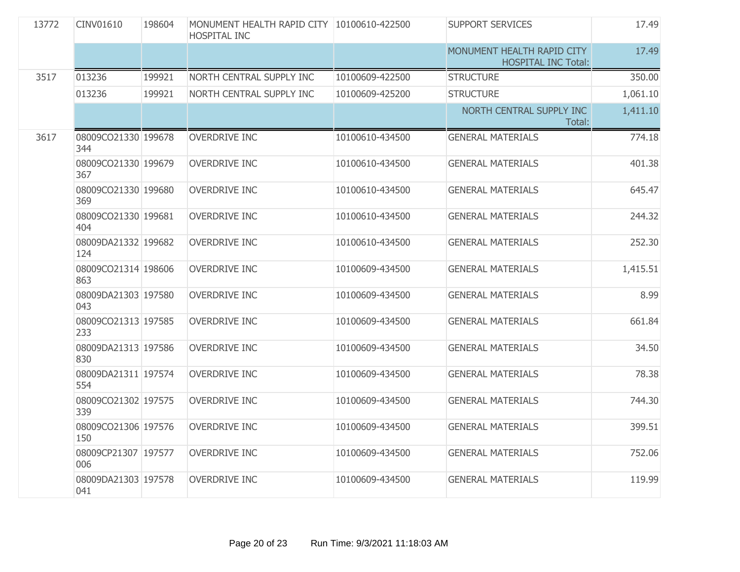| | | | | | | |
|---|---|---|---|---|---|---|
| 13772 | CINV01610 | 198604 | MONUMENT HEALTH RAPID CITY HOSPITAL INC | 10100610-422500 | SUPPORT SERVICES | 17.49 |
| | | | | | MONUMENT HEALTH RAPID CITY HOSPITAL INC Total: | 17.49 |
| 3517 | 013236 | 199921 | NORTH CENTRAL SUPPLY INC | 10100609-422500 | STRUCTURE | 350.00 |
| | 013236 | 199921 | NORTH CENTRAL SUPPLY INC | 10100609-425200 | STRUCTURE | 1,061.10 |
| | | | | | NORTH CENTRAL SUPPLY INC Total: | 1,411.10 |
| 3617 | 08009CO21330344 | 199678 | OVERDRIVE INC | 10100610-434500 | GENERAL MATERIALS | 774.18 |
| | 08009CO21330367 | 199679 | OVERDRIVE INC | 10100610-434500 | GENERAL MATERIALS | 401.38 |
| | 08009CO21330369 | 199680 | OVERDRIVE INC | 10100610-434500 | GENERAL MATERIALS | 645.47 |
| | 08009CO21330404 | 199681 | OVERDRIVE INC | 10100610-434500 | GENERAL MATERIALS | 244.32 |
| | 08009DA21332124 | 199682 | OVERDRIVE INC | 10100610-434500 | GENERAL MATERIALS | 252.30 |
| | 08009CO21314863 | 198606 | OVERDRIVE INC | 10100609-434500 | GENERAL MATERIALS | 1,415.51 |
| | 08009DA21303043 | 197580 | OVERDRIVE INC | 10100609-434500 | GENERAL MATERIALS | 8.99 |
| | 08009CO21313233 | 197585 | OVERDRIVE INC | 10100609-434500 | GENERAL MATERIALS | 661.84 |
| | 08009DA21313830 | 197586 | OVERDRIVE INC | 10100609-434500 | GENERAL MATERIALS | 34.50 |
| | 08009DA21311554 | 197574 | OVERDRIVE INC | 10100609-434500 | GENERAL MATERIALS | 78.38 |
| | 08009CO21302339 | 197575 | OVERDRIVE INC | 10100609-434500 | GENERAL MATERIALS | 744.30 |
| | 08009CO21306150 | 197576 | OVERDRIVE INC | 10100609-434500 | GENERAL MATERIALS | 399.51 |
| | 08009CP21307006 | 197577 | OVERDRIVE INC | 10100609-434500 | GENERAL MATERIALS | 752.06 |
| | 08009DA21303041 | 197578 | OVERDRIVE INC | 10100609-434500 | GENERAL MATERIALS | 119.99 |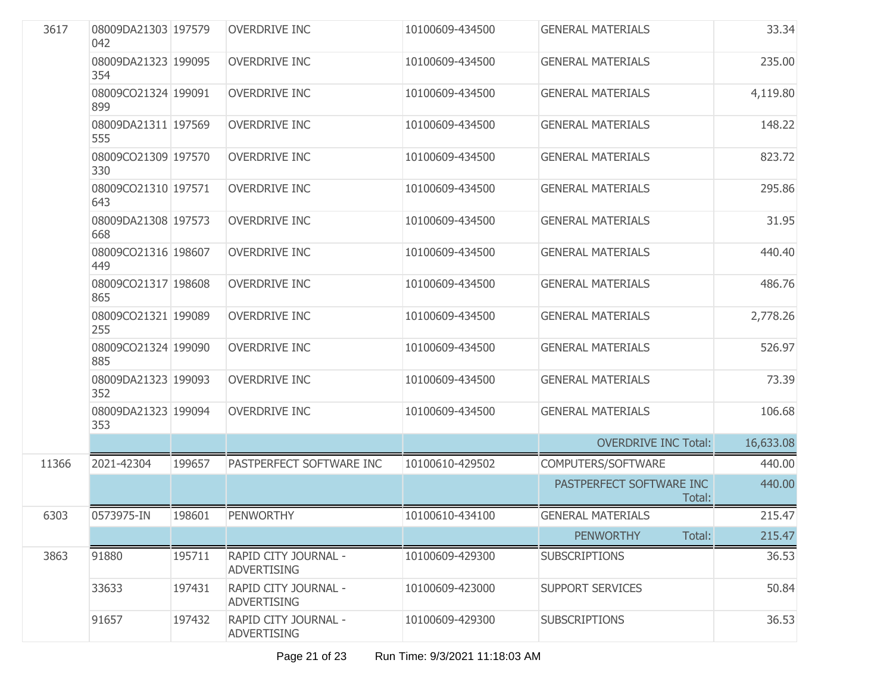| | | | | | | |
|---|---|---|---|---|---|---|
| 3617 | 08009DA21303042 | 197579 | OVERDRIVE INC | 10100609-434500 | GENERAL MATERIALS | 33.34 |
| | 08009DA21323354 | 199095 | OVERDRIVE INC | 10100609-434500 | GENERAL MATERIALS | 235.00 |
| | 08009CO21324899 | 199091 | OVERDRIVE INC | 10100609-434500 | GENERAL MATERIALS | 4,119.80 |
| | 08009DA21311555 | 197569 | OVERDRIVE INC | 10100609-434500 | GENERAL MATERIALS | 148.22 |
| | 08009CO21309330 | 197570 | OVERDRIVE INC | 10100609-434500 | GENERAL MATERIALS | 823.72 |
| | 08009CO21310643 | 197571 | OVERDRIVE INC | 10100609-434500 | GENERAL MATERIALS | 295.86 |
| | 08009DA21308668 | 197573 | OVERDRIVE INC | 10100609-434500 | GENERAL MATERIALS | 31.95 |
| | 08009CO21316449 | 198607 | OVERDRIVE INC | 10100609-434500 | GENERAL MATERIALS | 440.40 |
| | 08009CO21317865 | 198608 | OVERDRIVE INC | 10100609-434500 | GENERAL MATERIALS | 486.76 |
| | 08009CO21321255 | 199089 | OVERDRIVE INC | 10100609-434500 | GENERAL MATERIALS | 2,778.26 |
| | 08009CO21324885 | 199090 | OVERDRIVE INC | 10100609-434500 | GENERAL MATERIALS | 526.97 |
| | 08009DA21323352 | 199093 | OVERDRIVE INC | 10100609-434500 | GENERAL MATERIALS | 73.39 |
| | 08009DA21323353 | 199094 | OVERDRIVE INC | 10100609-434500 | GENERAL MATERIALS | 106.68 |
| | | | | | OVERDRIVE INC Total: | 16,633.08 |
| 11366 | 2021-42304 | 199657 | PASTPERFECT SOFTWARE INC | 10100610-429502 | COMPUTERS/SOFTWARE | 440.00 |
| | | | | | PASTPERFECT SOFTWARE INC Total: | 440.00 |
| 6303 | 0573975-IN | 198601 | PENWORTHY | 10100610-434100 | GENERAL MATERIALS | 215.47 |
| | | | | | PENWORTHY Total: | 215.47 |
| 3863 | 91880 | 195711 | RAPID CITY JOURNAL - ADVERTISING | 10100609-429300 | SUBSCRIPTIONS | 36.53 |
| | 33633 | 197431 | RAPID CITY JOURNAL - ADVERTISING | 10100609-423000 | SUPPORT SERVICES | 50.84 |
| | 91657 | 197432 | RAPID CITY JOURNAL - ADVERTISING | 10100609-429300 | SUBSCRIPTIONS | 36.53 |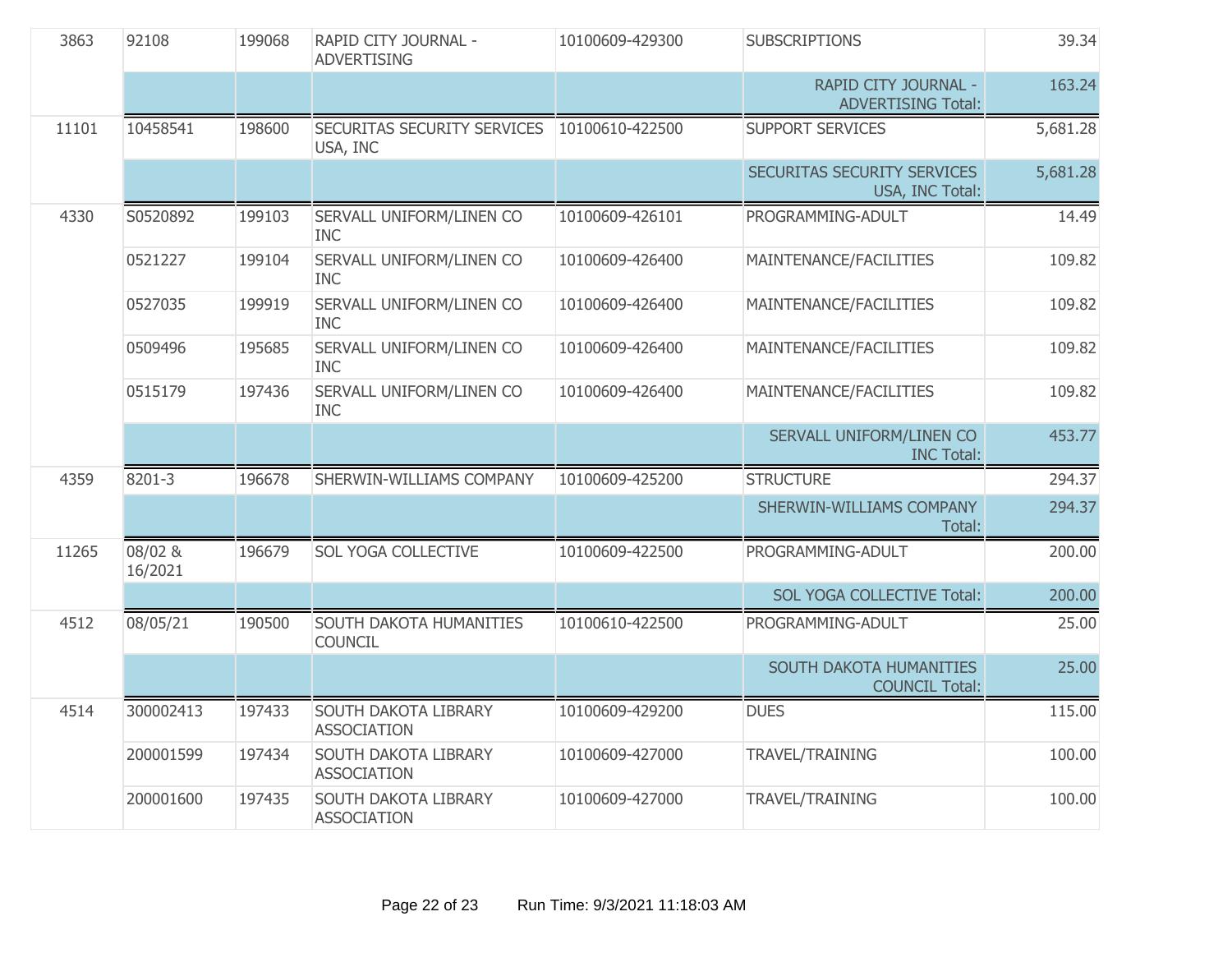| | | | | | | |
|---|---|---|---|---|---|---|
| 3863 | 92108 | 199068 | RAPID CITY JOURNAL - ADVERTISING | 10100609-429300 | SUBSCRIPTIONS | 39.34 |
| | | | | | RAPID CITY JOURNAL - ADVERTISING Total: | 163.24 |
| 11101 | 10458541 | 198600 | SECURITAS SECURITY SERVICES USA, INC | 10100610-422500 | SUPPORT SERVICES | 5,681.28 |
| | | | | | SECURITAS SECURITY SERVICES USA, INC Total: | 5,681.28 |
| 4330 | S0520892 | 199103 | SERVALL UNIFORM/LINEN CO INC | 10100609-426101 | PROGRAMMING-ADULT | 14.49 |
| | 0521227 | 199104 | SERVALL UNIFORM/LINEN CO INC | 10100609-426400 | MAINTENANCE/FACILITIES | 109.82 |
| | 0527035 | 199919 | SERVALL UNIFORM/LINEN CO INC | 10100609-426400 | MAINTENANCE/FACILITIES | 109.82 |
| | 0509496 | 195685 | SERVALL UNIFORM/LINEN CO INC | 10100609-426400 | MAINTENANCE/FACILITIES | 109.82 |
| | 0515179 | 197436 | SERVALL UNIFORM/LINEN CO INC | 10100609-426400 | MAINTENANCE/FACILITIES | 109.82 |
| | | | | | SERVALL UNIFORM/LINEN CO INC Total: | 453.77 |
| 4359 | 8201-3 | 196678 | SHERWIN-WILLIAMS COMPANY | 10100609-425200 | STRUCTURE | 294.37 |
| | | | | | SHERWIN-WILLIAMS COMPANY Total: | 294.37 |
| 11265 | 08/02 & 16/2021 | 196679 | SOL YOGA COLLECTIVE | 10100609-422500 | PROGRAMMING-ADULT | 200.00 |
| | | | | | SOL YOGA COLLECTIVE Total: | 200.00 |
| 4512 | 08/05/21 | 190500 | SOUTH DAKOTA HUMANITIES COUNCIL | 10100610-422500 | PROGRAMMING-ADULT | 25.00 |
| | | | | | SOUTH DAKOTA HUMANITIES COUNCIL Total: | 25.00 |
| 4514 | 300002413 | 197433 | SOUTH DAKOTA LIBRARY ASSOCIATION | 10100609-429200 | DUES | 115.00 |
| | 200001599 | 197434 | SOUTH DAKOTA LIBRARY ASSOCIATION | 10100609-427000 | TRAVEL/TRAINING | 100.00 |
| | 200001600 | 197435 | SOUTH DAKOTA LIBRARY ASSOCIATION | 10100609-427000 | TRAVEL/TRAINING | 100.00 |

Run Time: 9/3/2021 11:18:03 AM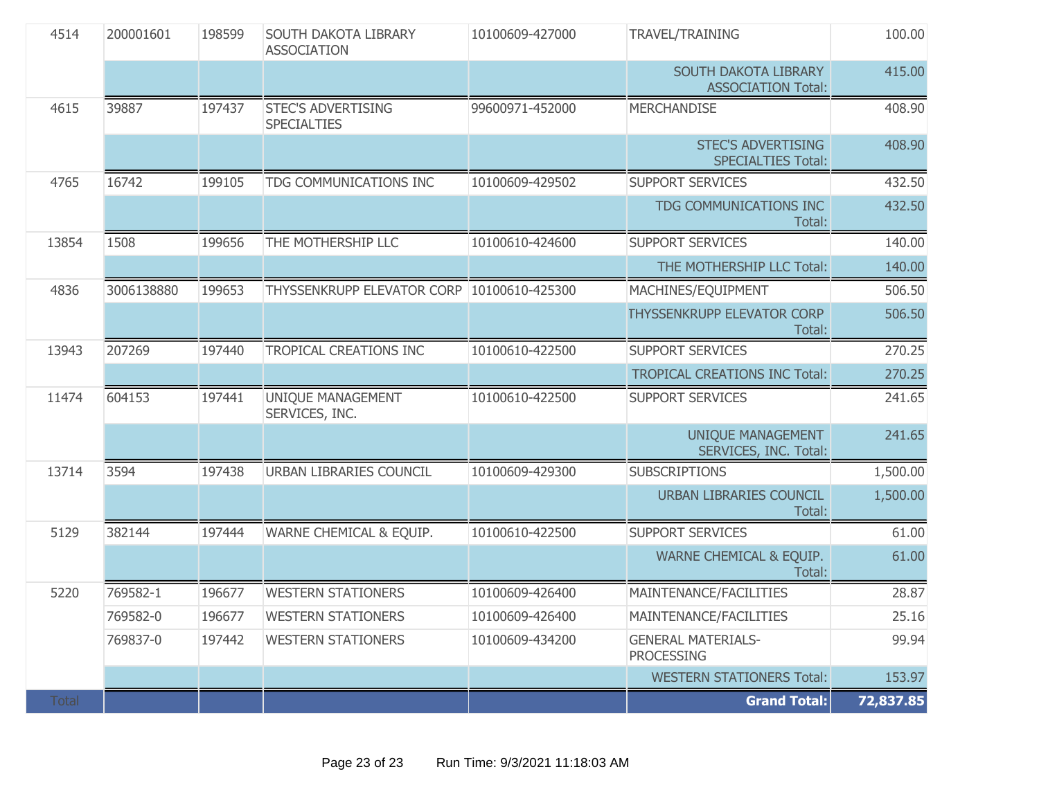| | | | | | | |
|---|---|---|---|---|---|---|
| 4514 | 200001601 | 198599 | SOUTH DAKOTA LIBRARY ASSOCIATION | 10100609-427000 | TRAVEL/TRAINING | 100.00 |
| | | | | | SOUTH DAKOTA LIBRARY ASSOCIATION Total: | 415.00 |
| 4615 | 39887 | 197437 | STEC'S ADVERTISING SPECIALTIES | 99600971-452000 | MERCHANDISE | 408.90 |
| | | | | | STEC'S ADVERTISING SPECIALTIES Total: | 408.90 |
| 4765 | 16742 | 199105 | TDG COMMUNICATIONS INC | 10100609-429502 | SUPPORT SERVICES | 432.50 |
| | | | | | TDG COMMUNICATIONS INC Total: | 432.50 |
| 13854 | 1508 | 199656 | THE MOTHERSHIP LLC | 10100610-424600 | SUPPORT SERVICES | 140.00 |
| | | | | | THE MOTHERSHIP LLC Total: | 140.00 |
| 4836 | 3006138880 | 199653 | THYSSENKRUPP ELEVATOR CORP | 10100610-425300 | MACHINES/EQUIPMENT | 506.50 |
| | | | | | THYSSENKRUPP ELEVATOR CORP Total: | 506.50 |
| 13943 | 207269 | 197440 | TROPICAL CREATIONS INC | 10100610-422500 | SUPPORT SERVICES | 270.25 |
| | | | | | TROPICAL CREATIONS INC Total: | 270.25 |
| 11474 | 604153 | 197441 | UNIQUE MANAGEMENT SERVICES, INC. | 10100610-422500 | SUPPORT SERVICES | 241.65 |
| | | | | | UNIQUE MANAGEMENT SERVICES, INC. Total: | 241.65 |
| 13714 | 3594 | 197438 | URBAN LIBRARIES COUNCIL | 10100609-429300 | SUBSCRIPTIONS | 1,500.00 |
| | | | | | URBAN LIBRARIES COUNCIL Total: | 1,500.00 |
| 5129 | 382144 | 197444 | WARNE CHEMICAL & EQUIP. | 10100610-422500 | SUPPORT SERVICES | 61.00 |
| | | | | | WARNE CHEMICAL & EQUIP. Total: | 61.00 |
| 5220 | 769582-1 | 196677 | WESTERN STATIONERS | 10100609-426400 | MAINTENANCE/FACILITIES | 28.87 |
| | 769582-0 | 196677 | WESTERN STATIONERS | 10100609-426400 | MAINTENANCE/FACILITIES | 25.16 |
| | 769837-0 | 197442 | WESTERN STATIONERS | 10100609-434200 | GENERAL MATERIALS-PROCESSING | 99.94 |
| | | | | | WESTERN STATIONERS Total: | 153.97 |
| Total | | | | | **Grand Total:** | **72,837.85** |

Run Time: 9/3/2021 11:18:03 AM